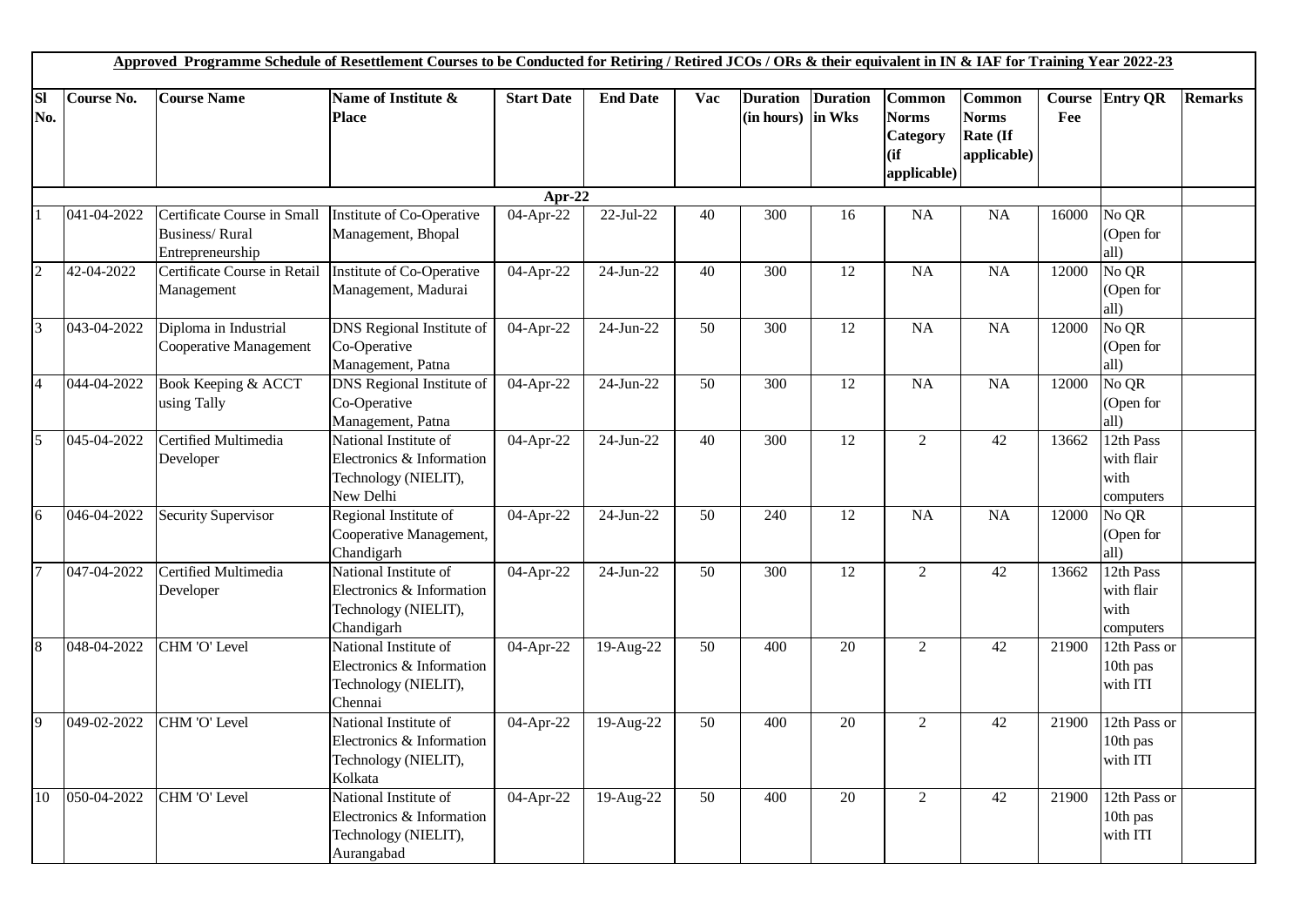**Approved Programme Schedule of Resettlement Courses to be Conducted for Retiring / Retired JCOs / ORs & their equivalent in IN & IAF for Training Year 2022-23**

| Sl No. | Course No. | Course Name | Name of Institute & Place | Start Date | End Date | Vac | Duration (in hours) | Duration in Wks | Common Norms Category (if applicable) | Common Norms Rate (If applicable) | Course Fee | Entry QR | Remarks |
|---|---|---|---|---|---|---|---|---|---|---|---|---|---|
| | | | | **Apr-22** | | | | | | | | | |
| 1 | 041-04-2022 | Certificate Course in Small Business/ Rural Entrepreneurship | Institute of Co-Operative Management, Bhopal | 04-Apr-22 | 22-Jul-22 | 40 | 300 | 16 | NA | NA | 16000 | No QR (Open for all) | |
| 2 | 42-04-2022 | Certificate Course in Retail Management | Institute of Co-Operative Management, Madurai | 04-Apr-22 | 24-Jun-22 | 40 | 300 | 12 | NA | NA | 12000 | No QR (Open for all) | |
| 3 | 043-04-2022 | Diploma in Industrial Cooperative Management | DNS Regional Institute of Co-Operative Management, Patna | 04-Apr-22 | 24-Jun-22 | 50 | 300 | 12 | NA | NA | 12000 | No QR (Open for all) | |
| 4 | 044-04-2022 | Book Keeping & ACCT using Tally | DNS Regional Institute of Co-Operative Management, Patna | 04-Apr-22 | 24-Jun-22 | 50 | 300 | 12 | NA | NA | 12000 | No QR (Open for all) | |
| 5 | 045-04-2022 | Certified Multimedia Developer | National Institute of Electronics & Information Technology (NIELIT), New Delhi | 04-Apr-22 | 24-Jun-22 | 40 | 300 | 12 | 2 | 42 | 13662 | 12th Pass with flair with computers | |
| 6 | 046-04-2022 | Security Supervisor | Regional Institute of Cooperative Management, Chandigarh | 04-Apr-22 | 24-Jun-22 | 50 | 240 | 12 | NA | NA | 12000 | No QR (Open for all) | |
| 7 | 047-04-2022 | Certified Multimedia Developer | National Institute of Electronics & Information Technology (NIELIT), Chandigarh | 04-Apr-22 | 24-Jun-22 | 50 | 300 | 12 | 2 | 42 | 13662 | 12th Pass with flair with computers | |
| 8 | 048-04-2022 | CHM 'O' Level | National Institute of Electronics & Information Technology (NIELIT), Chennai | 04-Apr-22 | 19-Aug-22 | 50 | 400 | 20 | 2 | 42 | 21900 | 12th Pass or 10th pas with ITI | |
| 9 | 049-02-2022 | CHM 'O' Level | National Institute of Electronics & Information Technology (NIELIT), Kolkata | 04-Apr-22 | 19-Aug-22 | 50 | 400 | 20 | 2 | 42 | 21900 | 12th Pass or 10th pas with ITI | |
| 10 | 050-04-2022 | CHM 'O' Level | National Institute of Electronics & Information Technology (NIELIT), Aurangabad | 04-Apr-22 | 19-Aug-22 | 50 | 400 | 20 | 2 | 42 | 21900 | 12th Pass or 10th pas with ITI | |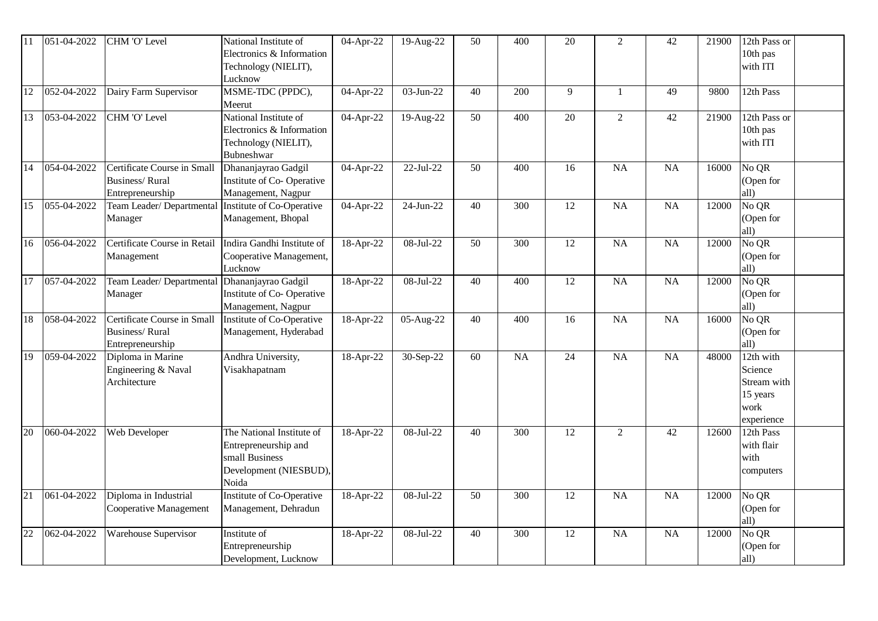| | | | | | | | | | | | | | |
|---|---|---|---|---|---|---|---|---|---|---|---|---|---|
| 11 | 051-04-2022 | CHM 'O' Level | National Institute of Electronics & Information Technology (NIELIT), Lucknow | 04-Apr-22 | 19-Aug-22 | 50 | 400 | 20 | 2 | 42 | 21900 | 12th Pass or 10th pas with ITI | |
| 12 | 052-04-2022 | Dairy Farm Supervisor | MSME-TDC (PPDC), Meerut | 04-Apr-22 | 03-Jun-22 | 40 | 200 | 9 | 1 | 49 | 9800 | 12th Pass | |
| 13 | 053-04-2022 | CHM 'O' Level | National Institute of Electronics & Information Technology (NIELIT), Bubneshwar | 04-Apr-22 | 19-Aug-22 | 50 | 400 | 20 | 2 | 42 | 21900 | 12th Pass or 10th pas with ITI | |
| 14 | 054-04-2022 | Certificate Course in Small Business/ Rural Entrepreneurship | Dhananjayrao Gadgil Institute of Co- Operative Management, Nagpur | 04-Apr-22 | 22-Jul-22 | 50 | 400 | 16 | NA | NA | 16000 | No QR (Open for all) | |
| 15 | 055-04-2022 | Team Leader/ Departmental Manager | Institute of Co-Operative Management, Bhopal | 04-Apr-22 | 24-Jun-22 | 40 | 300 | 12 | NA | NA | 12000 | No QR (Open for all) | |
| 16 | 056-04-2022 | Certificate Course in Retail Management | Indira Gandhi Institute of Cooperative Management, Lucknow | 18-Apr-22 | 08-Jul-22 | 50 | 300 | 12 | NA | NA | 12000 | No QR (Open for all) | |
| 17 | 057-04-2022 | Team Leader/ Departmental Manager | Dhananjayrao Gadgil Institute of Co- Operative Management, Nagpur | 18-Apr-22 | 08-Jul-22 | 40 | 400 | 12 | NA | NA | 12000 | No QR (Open for all) | |
| 18 | 058-04-2022 | Certificate Course in Small Business/ Rural Entrepreneurship | Institute of Co-Operative Management, Hyderabad | 18-Apr-22 | 05-Aug-22 | 40 | 400 | 16 | NA | NA | 16000 | No QR (Open for all) | |
| 19 | 059-04-2022 | Diploma in Marine Engineering & Naval Architecture | Andhra University, Visakhapatnam | 18-Apr-22 | 30-Sep-22 | 60 | NA | 24 | NA | NA | 48000 | 12th with Science Stream with 15 years work experience | |
| 20 | 060-04-2022 | Web Developer | The National Institute of Entrepreneurship and small Business Development (NIESBUD), Noida | 18-Apr-22 | 08-Jul-22 | 40 | 300 | 12 | 2 | 42 | 12600 | 12th Pass with flair with computers | |
| 21 | 061-04-2022 | Diploma in Industrial Cooperative Management | Institute of Co-Operative Management, Dehradun | 18-Apr-22 | 08-Jul-22 | 50 | 300 | 12 | NA | NA | 12000 | No QR (Open for all) | |
| 22 | 062-04-2022 | Warehouse Supervisor | Institute of Entrepreneurship Development, Lucknow | 18-Apr-22 | 08-Jul-22 | 40 | 300 | 12 | NA | NA | 12000 | No QR (Open for all) | |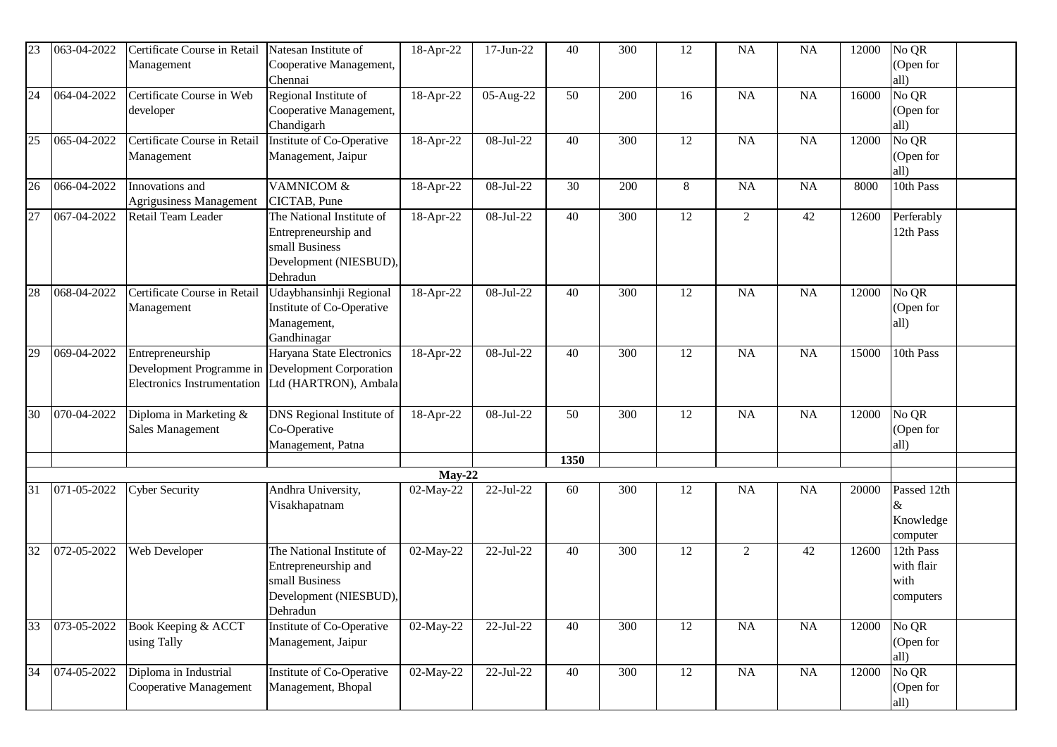| | | | | | | | | | | | | | |
|---|---|---|---|---|---|---|---|---|---|---|---|---|---|
| 23 | 063-04-2022 | Certificate Course in Retail Management | Natesan Institute of Cooperative Management, Chennai | 18-Apr-22 | 17-Jun-22 | 40 | 300 | 12 | NA | NA | 12000 | No QR (Open for all) | |
| 24 | 064-04-2022 | Certificate Course in Web developer | Regional Institute of Cooperative Management, Chandigarh | 18-Apr-22 | 05-Aug-22 | 50 | 200 | 16 | NA | NA | 16000 | No QR (Open for all) | |
| 25 | 065-04-2022 | Certificate Course in Retail Management | Institute of Co-Operative Management, Jaipur | 18-Apr-22 | 08-Jul-22 | 40 | 300 | 12 | NA | NA | 12000 | No QR (Open for all) | |
| 26 | 066-04-2022 | Innovations and Agrigusiness Management | VAMNICOM & CICTAB, Pune | 18-Apr-22 | 08-Jul-22 | 30 | 200 | 8 | NA | NA | 8000 | 10th Pass | |
| 27 | 067-04-2022 | Retail Team Leader | The National Institute of Entrepreneurship and small Business Development (NIESBUD), Dehradun | 18-Apr-22 | 08-Jul-22 | 40 | 300 | 12 | 2 | 42 | 12600 | Perferably 12th Pass | |
| 28 | 068-04-2022 | Certificate Course in Retail Management | Udaybhansinhji Regional Institute of Co-Operative Management, Gandhinagar | 18-Apr-22 | 08-Jul-22 | 40 | 300 | 12 | NA | NA | 12000 | No QR (Open for all) | |
| 29 | 069-04-2022 | Entrepreneurship Development Programme in Electronics Instrumentation | Haryana State Electronics Development Corporation Ltd (HARTRON), Ambala | 18-Apr-22 | 08-Jul-22 | 40 | 300 | 12 | NA | NA | 15000 | 10th Pass | |
| 30 | 070-04-2022 | Diploma in Marketing & Sales Management | DNS Regional Institute of Co-Operative Management, Patna | 18-Apr-22 | 08-Jul-22 | 50 | 300 | 12 | NA | NA | 12000 | No QR (Open for all) | |
| | | | | | | **1350** | | | | | | | |
| | | | | **May-22** | | | | | | | | | |
| 31 | 071-05-2022 | Cyber Security | Andhra University, Visakhapatnam | 02-May-22 | 22-Jul-22 | 60 | 300 | 12 | NA | NA | 20000 | Passed 12th & Knowledge computer | |
| 32 | 072-05-2022 | Web Developer | The National Institute of Entrepreneurship and small Business Development (NIESBUD), Dehradun | 02-May-22 | 22-Jul-22 | 40 | 300 | 12 | 2 | 42 | 12600 | 12th Pass with flair with computers | |
| 33 | 073-05-2022 | Book Keeping & ACCT using Tally | Institute of Co-Operative Management, Jaipur | 02-May-22 | 22-Jul-22 | 40 | 300 | 12 | NA | NA | 12000 | No QR (Open for all) | |
| 34 | 074-05-2022 | Diploma in Industrial Cooperative Management | Institute of Co-Operative Management, Bhopal | 02-May-22 | 22-Jul-22 | 40 | 300 | 12 | NA | NA | 12000 | No QR (Open for all) | |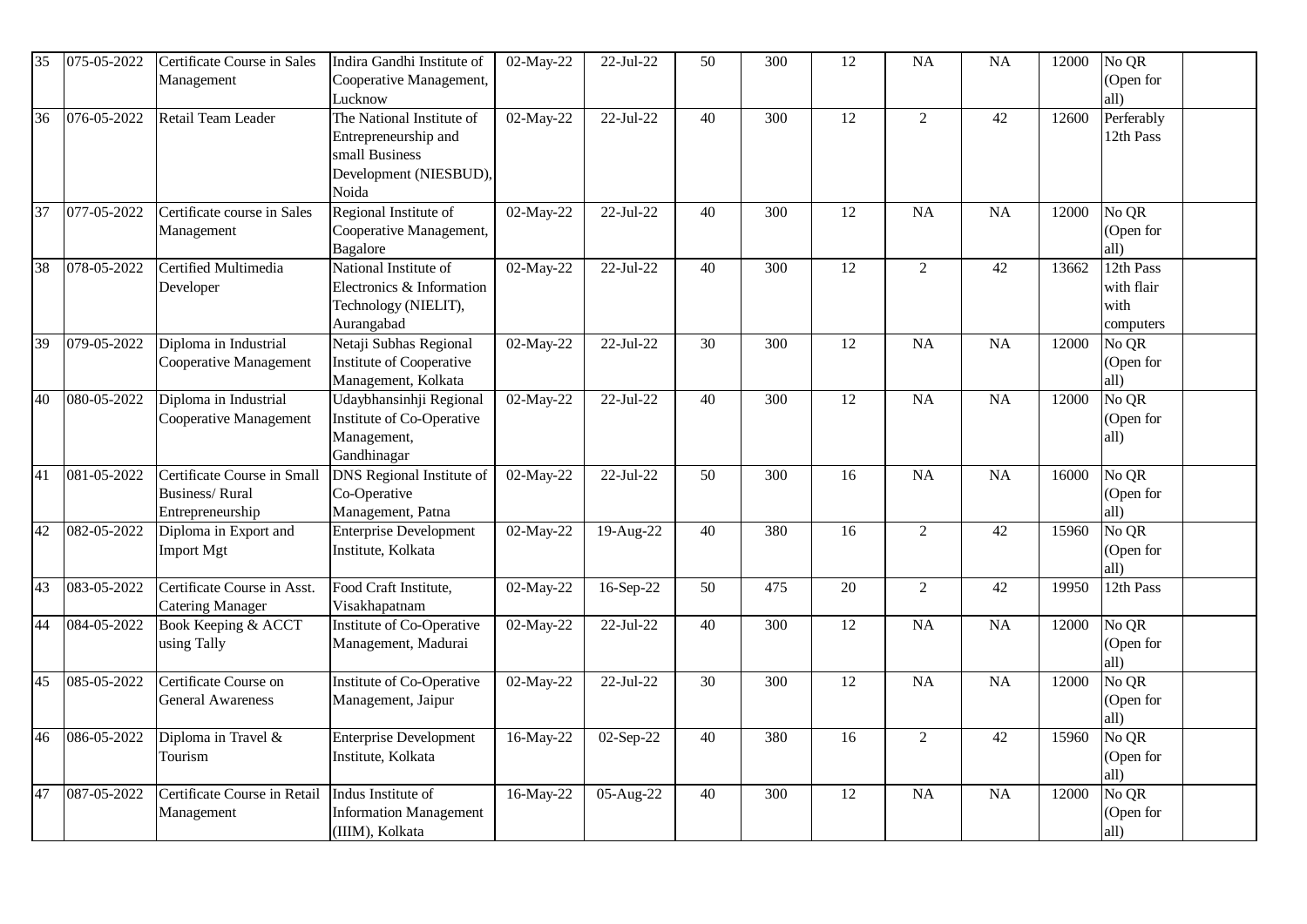| 35 | 075-05-2022 | Certificate Course in Sales Management | Indira Gandhi Institute of Cooperative Management, Lucknow | 02-May-22 | 22-Jul-22 | 50 | 300 | 12 | NA | NA | 12000 | No QR (Open for all) | |
|---|---|---|---|---|---|---|---|---|---|---|---|---|---|
| 36 | 076-05-2022 | Retail Team Leader | The National Institute of Entrepreneurship and small Business Development (NIESBUD), Noida | 02-May-22 | 22-Jul-22 | 40 | 300 | 12 | 2 | 42 | 12600 | Perferably 12th Pass | |
| 37 | 077-05-2022 | Certificate course in Sales Management | Regional Institute of Cooperative Management, Bagalore | 02-May-22 | 22-Jul-22 | 40 | 300 | 12 | NA | NA | 12000 | No QR (Open for all) | |
| 38 | 078-05-2022 | Certified Multimedia Developer | National Institute of Electronics & Information Technology (NIELIT), Aurangabad | 02-May-22 | 22-Jul-22 | 40 | 300 | 12 | 2 | 42 | 13662 | 12th Pass with flair with computers | |
| 39 | 079-05-2022 | Diploma in Industrial Cooperative Management | Netaji Subhas Regional Institute of Cooperative Management, Kolkata | 02-May-22 | 22-Jul-22 | 30 | 300 | 12 | NA | NA | 12000 | No QR (Open for all) | |
| 40 | 080-05-2022 | Diploma in Industrial Cooperative Management | Udaybhansinhji Regional Institute of Co-Operative Management, Gandhinagar | 02-May-22 | 22-Jul-22 | 40 | 300 | 12 | NA | NA | 12000 | No QR (Open for all) | |
| 41 | 081-05-2022 | Certificate Course in Small Business/ Rural Entrepreneurship | DNS Regional Institute of Co-Operative Management, Patna | 02-May-22 | 22-Jul-22 | 50 | 300 | 16 | NA | NA | 16000 | No QR (Open for all) | |
| 42 | 082-05-2022 | Diploma in Export and Import Mgt | Enterprise Development Institute, Kolkata | 02-May-22 | 19-Aug-22 | 40 | 380 | 16 | 2 | 42 | 15960 | No QR (Open for all) | |
| 43 | 083-05-2022 | Certificate Course in Asst. Catering Manager | Food Craft Institute, Visakhapatnam | 02-May-22 | 16-Sep-22 | 50 | 475 | 20 | 2 | 42 | 19950 | 12th Pass | |
| 44 | 084-05-2022 | Book Keeping & ACCT using Tally | Institute of Co-Operative Management, Madurai | 02-May-22 | 22-Jul-22 | 40 | 300 | 12 | NA | NA | 12000 | No QR (Open for all) | |
| 45 | 085-05-2022 | Certificate Course on General Awareness | Institute of Co-Operative Management, Jaipur | 02-May-22 | 22-Jul-22 | 30 | 300 | 12 | NA | NA | 12000 | No QR (Open for all) | |
| 46 | 086-05-2022 | Diploma in Travel & Tourism | Enterprise Development Institute, Kolkata | 16-May-22 | 02-Sep-22 | 40 | 380 | 16 | 2 | 42 | 15960 | No QR (Open for all) | |
| 47 | 087-05-2022 | Certificate Course in Retail Management | Indus Institute of Information Management (IIIM), Kolkata | 16-May-22 | 05-Aug-22 | 40 | 300 | 12 | NA | NA | 12000 | No QR (Open for all) | |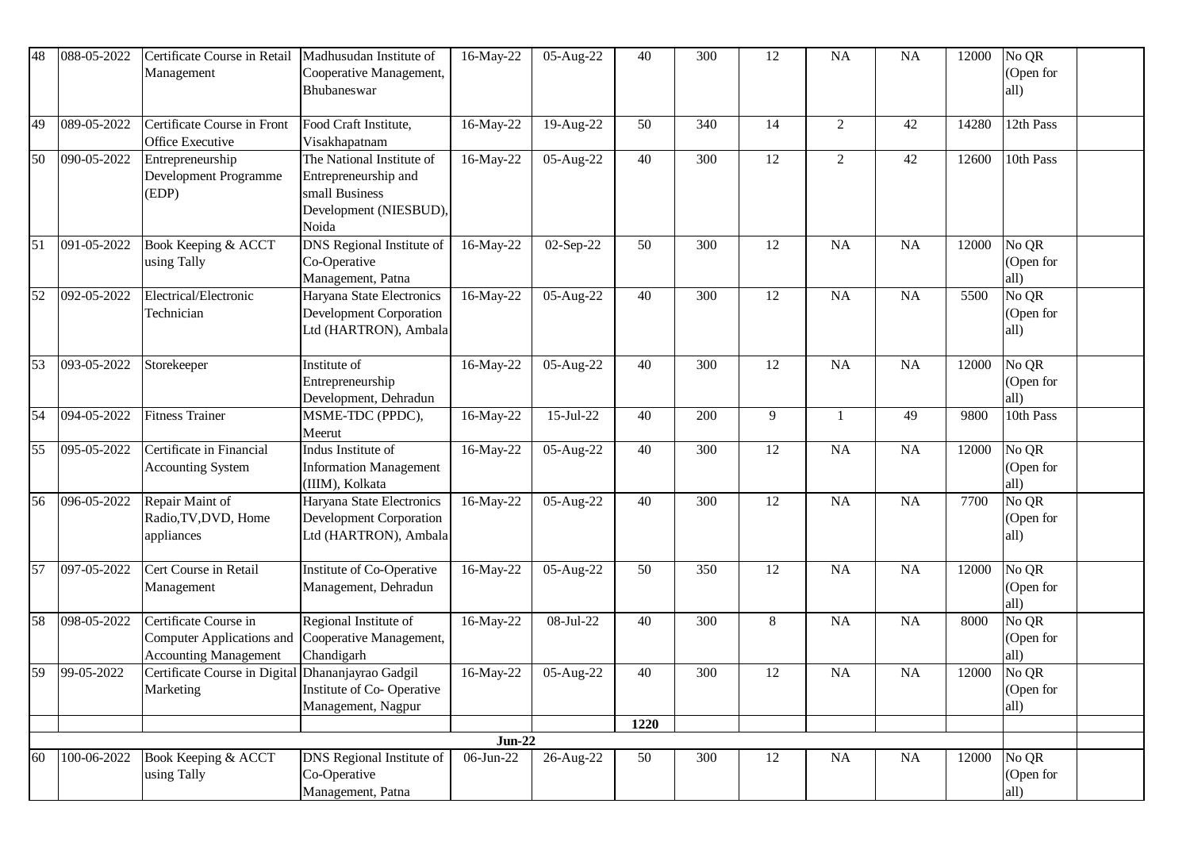| 48 | 088-05-2022 | Certificate Course in Retail Management | Madhusudan Institute of Cooperative Management, Bhubaneswar | 16-May-22 | 05-Aug-22 | 40 | 300 | 12 | NA | NA | 12000 | No QR (Open for all) | |
|---|---|---|---|---|---|---|---|---|---|---|---|---|---|
| 49 | 089-05-2022 | Certificate Course in Front Office Executive | Food Craft Institute, Visakhapatnam | 16-May-22 | 19-Aug-22 | 50 | 340 | 14 | 2 | 42 | 14280 | 12th Pass | |
| 50 | 090-05-2022 | Entrepreneurship Development Programme (EDP) | The National Institute of Entrepreneurship and small Business Development (NIESBUD), Noida | 16-May-22 | 05-Aug-22 | 40 | 300 | 12 | 2 | 42 | 12600 | 10th Pass | |
| 51 | 091-05-2022 | Book Keeping & ACCT using Tally | DNS Regional Institute of Co-Operative Management, Patna | 16-May-22 | 02-Sep-22 | 50 | 300 | 12 | NA | NA | 12000 | No QR (Open for all) | |
| 52 | 092-05-2022 | Electrical/Electronic Technician | Haryana State Electronics Development Corporation Ltd (HARTRON), Ambala | 16-May-22 | 05-Aug-22 | 40 | 300 | 12 | NA | NA | 5500 | No QR (Open for all) | |
| 53 | 093-05-2022 | Storekeeper | Institute of Entrepreneurship Development, Dehradun | 16-May-22 | 05-Aug-22 | 40 | 300 | 12 | NA | NA | 12000 | No QR (Open for all) | |
| 54 | 094-05-2022 | Fitness Trainer | MSME-TDC (PPDC), Meerut | 16-May-22 | 15-Jul-22 | 40 | 200 | 9 | 1 | 49 | 9800 | 10th Pass | |
| 55 | 095-05-2022 | Certificate in Financial Accounting System | Indus Institute of Information Management (IIIM), Kolkata | 16-May-22 | 05-Aug-22 | 40 | 300 | 12 | NA | NA | 12000 | No QR (Open for all) | |
| 56 | 096-05-2022 | Repair Maint of Radio,TV,DVD, Home appliances | Haryana State Electronics Development Corporation Ltd (HARTRON), Ambala | 16-May-22 | 05-Aug-22 | 40 | 300 | 12 | NA | NA | 7700 | No QR (Open for all) | |
| 57 | 097-05-2022 | Cert Course in Retail Management | Institute of Co-Operative Management, Dehradun | 16-May-22 | 05-Aug-22 | 50 | 350 | 12 | NA | NA | 12000 | No QR (Open for all) | |
| 58 | 098-05-2022 | Certificate Course in Computer Applications and Accounting Management | Regional Institute of Cooperative Management, Chandigarh | 16-May-22 | 08-Jul-22 | 40 | 300 | 8 | NA | NA | 8000 | No QR (Open for all) | |
| 59 | 99-05-2022 | Certificate Course in Digital Marketing | Dhananjayrao Gadgil Institute of Co- Operative Management, Nagpur | 16-May-22 | 05-Aug-22 | 40 | 300 | 12 | NA | NA | 12000 | No QR (Open for all) | |
| | | | | | | **1220** | | | | | | | |
| | | | | **Jun-22** | | | | | | | | | |
| 60 | 100-06-2022 | Book Keeping & ACCT using Tally | DNS Regional Institute of Co-Operative Management, Patna | 06-Jun-22 | 26-Aug-22 | 50 | 300 | 12 | NA | NA | 12000 | No QR (Open for all) | |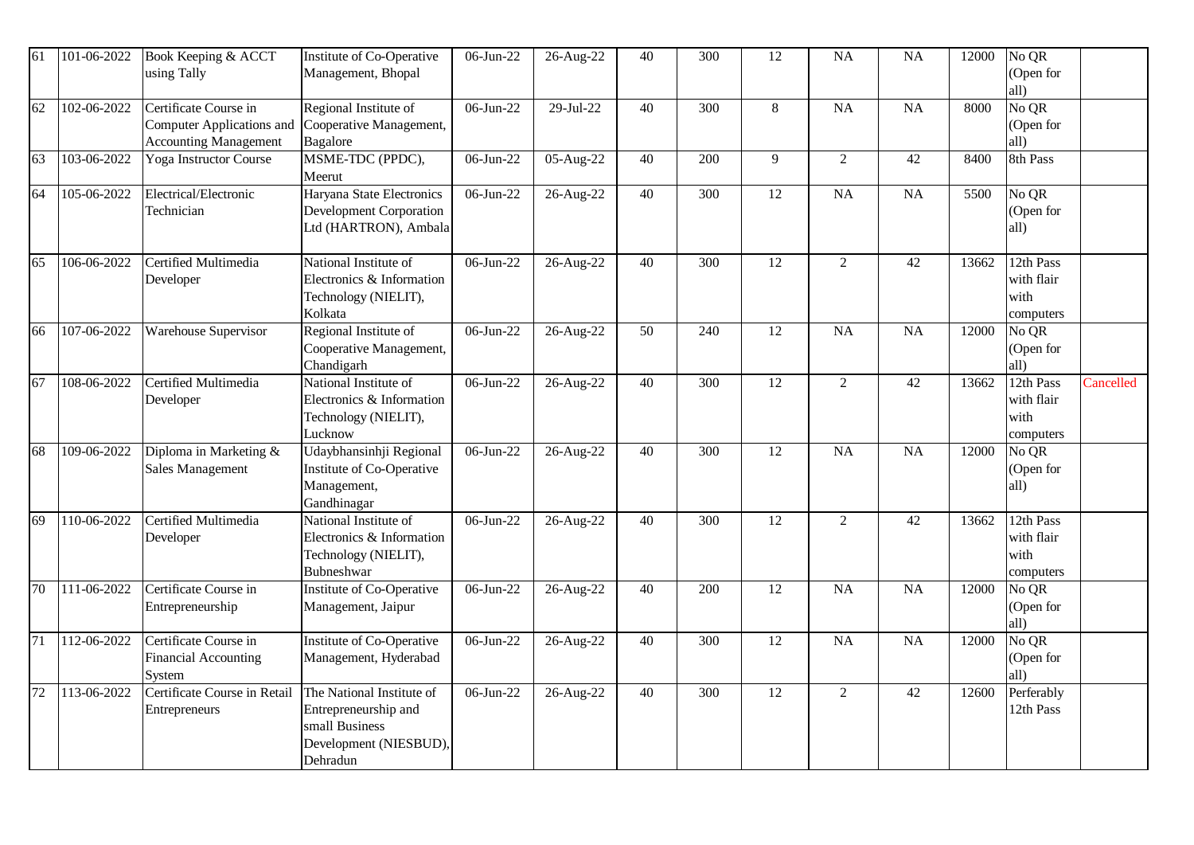| 61 | 101-06-2022 | Book Keeping & ACCT using Tally | Institute of Co-Operative Management, Bhopal | 06-Jun-22 | 26-Aug-22 | 40 | 300 | 12 | NA | NA | 12000 | No QR (Open for all) | |
|---|---|---|---|---|---|---|---|---|---|---|---|---|---|
| 62 | 102-06-2022 | Certificate Course in Computer Applications and Accounting Management | Regional Institute of Cooperative Management, Bagalore | 06-Jun-22 | 29-Jul-22 | 40 | 300 | 8 | NA | NA | 8000 | No QR (Open for all) | |
| 63 | 103-06-2022 | Yoga Instructor Course | MSME-TDC (PPDC), Meerut | 06-Jun-22 | 05-Aug-22 | 40 | 200 | 9 | 2 | 42 | 8400 | 8th Pass | |
| 64 | 105-06-2022 | Electrical/Electronic Technician | Haryana State Electronics Development Corporation Ltd (HARTRON), Ambala | 06-Jun-22 | 26-Aug-22 | 40 | 300 | 12 | NA | NA | 5500 | No QR (Open for all) | |
| 65 | 106-06-2022 | Certified Multimedia Developer | National Institute of Electronics & Information Technology (NIELIT), Kolkata | 06-Jun-22 | 26-Aug-22 | 40 | 300 | 12 | 2 | 42 | 13662 | 12th Pass with flair with computers | |
| 66 | 107-06-2022 | Warehouse Supervisor | Regional Institute of Cooperative Management, Chandigarh | 06-Jun-22 | 26-Aug-22 | 50 | 240 | 12 | NA | NA | 12000 | No QR (Open for all) | |
| 67 | 108-06-2022 | Certified Multimedia Developer | National Institute of Electronics & Information Technology (NIELIT), Lucknow | 06-Jun-22 | 26-Aug-22 | 40 | 300 | 12 | 2 | 42 | 13662 | 12th Pass with flair with computers | Cancelled |
| 68 | 109-06-2022 | Diploma in Marketing & Sales Management | Udaybhansinhji Regional Institute of Co-Operative Management, Gandhinagar | 06-Jun-22 | 26-Aug-22 | 40 | 300 | 12 | NA | NA | 12000 | No QR (Open for all) | |
| 69 | 110-06-2022 | Certified Multimedia Developer | National Institute of Electronics & Information Technology (NIELIT), Bubneshwar | 06-Jun-22 | 26-Aug-22 | 40 | 300 | 12 | 2 | 42 | 13662 | 12th Pass with flair with computers | |
| 70 | 111-06-2022 | Certificate Course in Entrepreneurship | Institute of Co-Operative Management, Jaipur | 06-Jun-22 | 26-Aug-22 | 40 | 200 | 12 | NA | NA | 12000 | No QR (Open for all) | |
| 71 | 112-06-2022 | Certificate Course in Financial Accounting System | Institute of Co-Operative Management, Hyderabad | 06-Jun-22 | 26-Aug-22 | 40 | 300 | 12 | NA | NA | 12000 | No QR (Open for all) | |
| 72 | 113-06-2022 | Certificate Course in Retail Entrepreneurs | The National Institute of Entrepreneurship and small Business Development (NIESBUD), Dehradun | 06-Jun-22 | 26-Aug-22 | 40 | 300 | 12 | 2 | 42 | 12600 | Perferably 12th Pass | |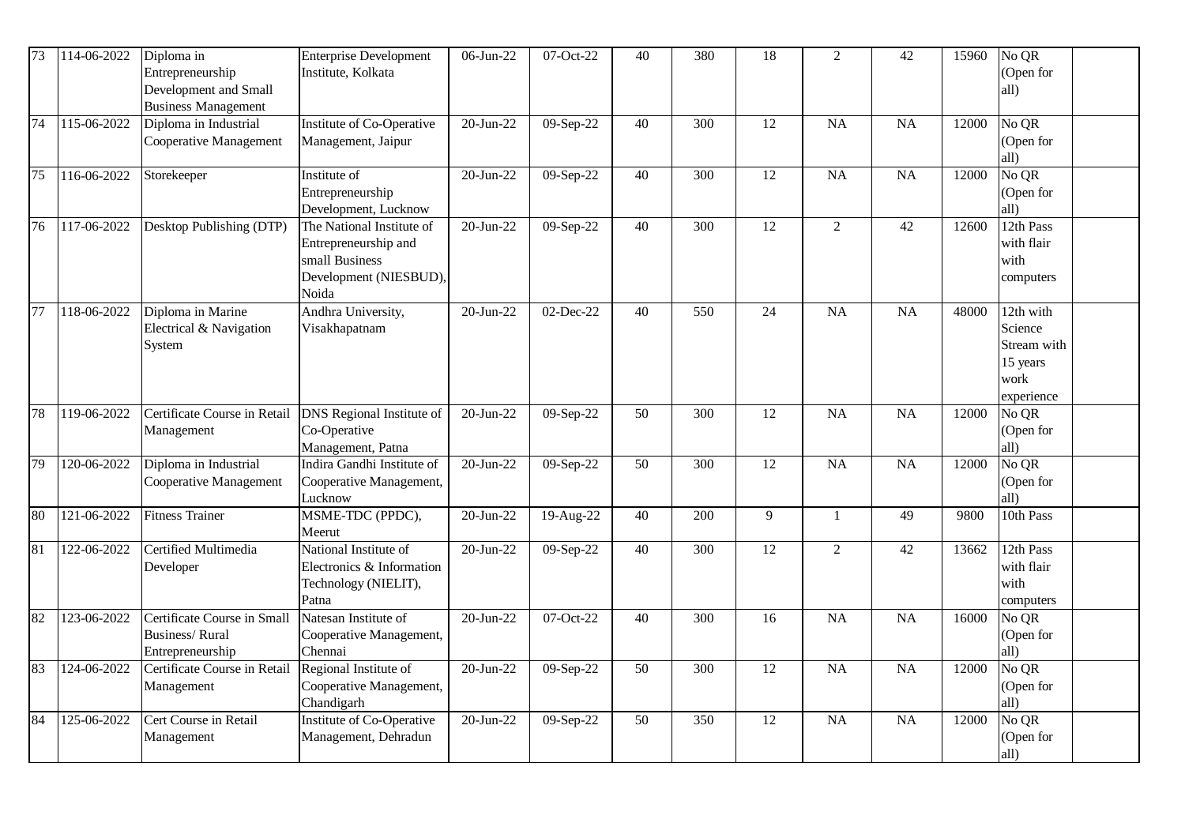| 73 | 114-06-2022 | Diploma in Entrepreneurship Development and Small Business Management | Enterprise Development Institute, Kolkata | 06-Jun-22 | 07-Oct-22 | 40 | 380 | 18 | 2 | 42 | 15960 | No QR (Open for all) | |
|---|---|---|---|---|---|---|---|---|---|---|---|---|---|
| 74 | 115-06-2022 | Diploma in Industrial Cooperative Management | Institute of Co-Operative Management, Jaipur | 20-Jun-22 | 09-Sep-22 | 40 | 300 | 12 | NA | NA | 12000 | No QR (Open for all) | |
| 75 | 116-06-2022 | Storekeeper | Institute of Entrepreneurship Development, Lucknow | 20-Jun-22 | 09-Sep-22 | 40 | 300 | 12 | NA | NA | 12000 | No QR (Open for all) | |
| 76 | 117-06-2022 | Desktop Publishing (DTP) | The National Institute of Entrepreneurship and small Business Development (NIESBUD), Noida | 20-Jun-22 | 09-Sep-22 | 40 | 300 | 12 | 2 | 42 | 12600 | 12th Pass with flair with computers | |
| 77 | 118-06-2022 | Diploma in Marine Electrical & Navigation System | Andhra University, Visakhapatnam | 20-Jun-22 | 02-Dec-22 | 40 | 550 | 24 | NA | NA | 48000 | 12th with Science Stream with 15 years work experience | |
| 78 | 119-06-2022 | Certificate Course in Retail Management | DNS Regional Institute of Co-Operative Management, Patna | 20-Jun-22 | 09-Sep-22 | 50 | 300 | 12 | NA | NA | 12000 | No QR (Open for all) | |
| 79 | 120-06-2022 | Diploma in Industrial Cooperative Management | Indira Gandhi Institute of Cooperative Management, Lucknow | 20-Jun-22 | 09-Sep-22 | 50 | 300 | 12 | NA | NA | 12000 | No QR (Open for all) | |
| 80 | 121-06-2022 | Fitness Trainer | MSME-TDC (PPDC), Meerut | 20-Jun-22 | 19-Aug-22 | 40 | 200 | 9 | 1 | 49 | 9800 | 10th Pass | |
| 81 | 122-06-2022 | Certified Multimedia Developer | National Institute of Electronics & Information Technology (NIELIT), Patna | 20-Jun-22 | 09-Sep-22 | 40 | 300 | 12 | 2 | 42 | 13662 | 12th Pass with flair with computers | |
| 82 | 123-06-2022 | Certificate Course in Small Business/ Rural Entrepreneurship | Natesan Institute of Cooperative Management, Chennai | 20-Jun-22 | 07-Oct-22 | 40 | 300 | 16 | NA | NA | 16000 | No QR (Open for all) | |
| 83 | 124-06-2022 | Certificate Course in Retail Management | Regional Institute of Cooperative Management, Chandigarh | 20-Jun-22 | 09-Sep-22 | 50 | 300 | 12 | NA | NA | 12000 | No QR (Open for all) | |
| 84 | 125-06-2022 | Cert Course in Retail Management | Institute of Co-Operative Management, Dehradun | 20-Jun-22 | 09-Sep-22 | 50 | 350 | 12 | NA | NA | 12000 | No QR (Open for all) | |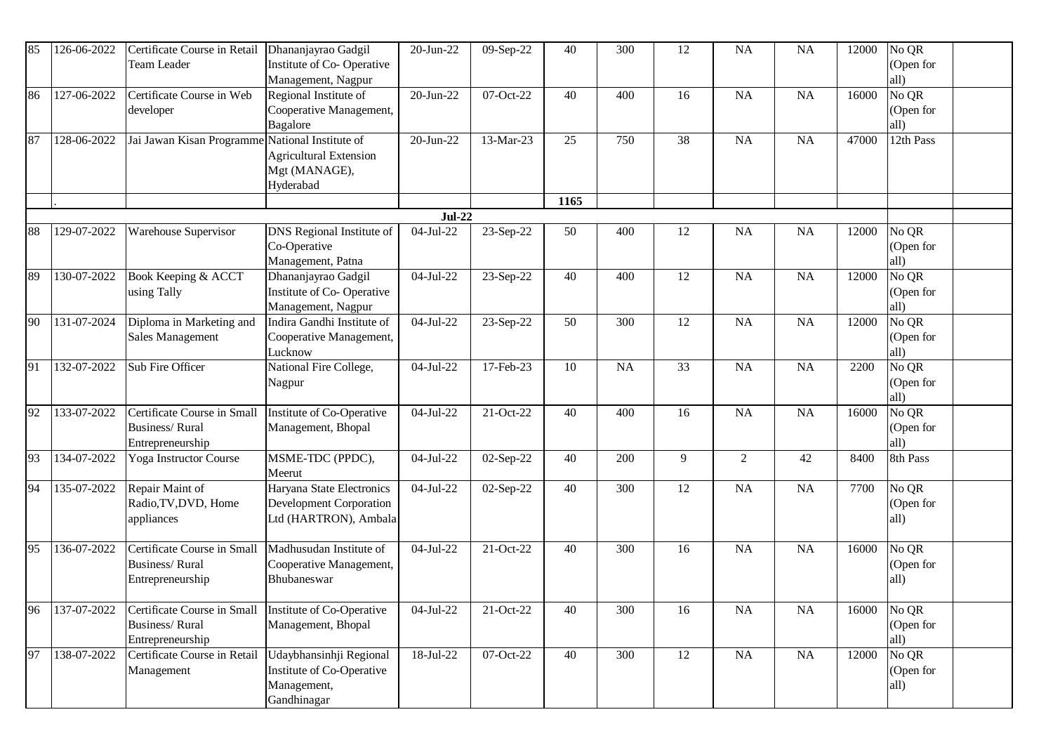| 85 | 126-06-2022 | Certificate Course in Retail Team Leader | Dhananjayrao Gadgil Institute of Co- Operative Management, Nagpur | 20-Jun-22 | 09-Sep-22 | 40 | 300 | 12 | NA | NA | 12000 | No QR (Open for all) | |
|---|---|---|---|---|---|---|---|---|---|---|---|---|---|
| 86 | 127-06-2022 | Certificate Course in Web developer | Regional Institute of Cooperative Management, Bagalore | 20-Jun-22 | 07-Oct-22 | 40 | 400 | 16 | NA | NA | 16000 | No QR (Open for all) | |
| 87 | 128-06-2022 | Jai Jawan Kisan Programme | National Institute of Agricultural Extension Mgt (MANAGE), Hyderabad | 20-Jun-22 | 13-Mar-23 | 25 | 750 | 38 | NA | NA | 47000 | 12th Pass | |
| | . | | | | | 1165 | | | | | | | |
| | | | | **Jul-22** | | | | | | | | | |
| 88 | 129-07-2022 | Warehouse Supervisor | DNS Regional Institute of Co-Operative Management, Patna | 04-Jul-22 | 23-Sep-22 | 50 | 400 | 12 | NA | NA | 12000 | No QR (Open for all) | |
| 89 | 130-07-2022 | Book Keeping & ACCT using Tally | Dhananjayrao Gadgil Institute of Co- Operative Management, Nagpur | 04-Jul-22 | 23-Sep-22 | 40 | 400 | 12 | NA | NA | 12000 | No QR (Open for all) | |
| 90 | 131-07-2024 | Diploma in Marketing and Sales Management | Indira Gandhi Institute of Cooperative Management, Lucknow | 04-Jul-22 | 23-Sep-22 | 50 | 300 | 12 | NA | NA | 12000 | No QR (Open for all) | |
| 91 | 132-07-2022 | Sub Fire Officer | National Fire College, Nagpur | 04-Jul-22 | 17-Feb-23 | 10 | NA | 33 | NA | NA | 2200 | No QR (Open for all) | |
| 92 | 133-07-2022 | Certificate Course in Small Business/ Rural Entrepreneurship | Institute of Co-Operative Management, Bhopal | 04-Jul-22 | 21-Oct-22 | 40 | 400 | 16 | NA | NA | 16000 | No QR (Open for all) | |
| 93 | 134-07-2022 | Yoga Instructor Course | MSME-TDC (PPDC), Meerut | 04-Jul-22 | 02-Sep-22 | 40 | 200 | 9 | 2 | 42 | 8400 | 8th Pass | |
| 94 | 135-07-2022 | Repair Maint of Radio,TV,DVD, Home appliances | Haryana State Electronics Development Corporation Ltd (HARTRON), Ambala | 04-Jul-22 | 02-Sep-22 | 40 | 300 | 12 | NA | NA | 7700 | No QR (Open for all) | |
| 95 | 136-07-2022 | Certificate Course in Small Business/ Rural Entrepreneurship | Madhusudan Institute of Cooperative Management, Bhubaneswar | 04-Jul-22 | 21-Oct-22 | 40 | 300 | 16 | NA | NA | 16000 | No QR (Open for all) | |
| 96 | 137-07-2022 | Certificate Course in Small Business/ Rural Entrepreneurship | Institute of Co-Operative Management, Bhopal | 04-Jul-22 | 21-Oct-22 | 40 | 300 | 16 | NA | NA | 16000 | No QR (Open for all) | |
| 97 | 138-07-2022 | Certificate Course in Retail Management | Udaybhansinhji Regional Institute of Co-Operative Management, Gandhinagar | 18-Jul-22 | 07-Oct-22 | 40 | 300 | 12 | NA | NA | 12000 | No QR (Open for all) | |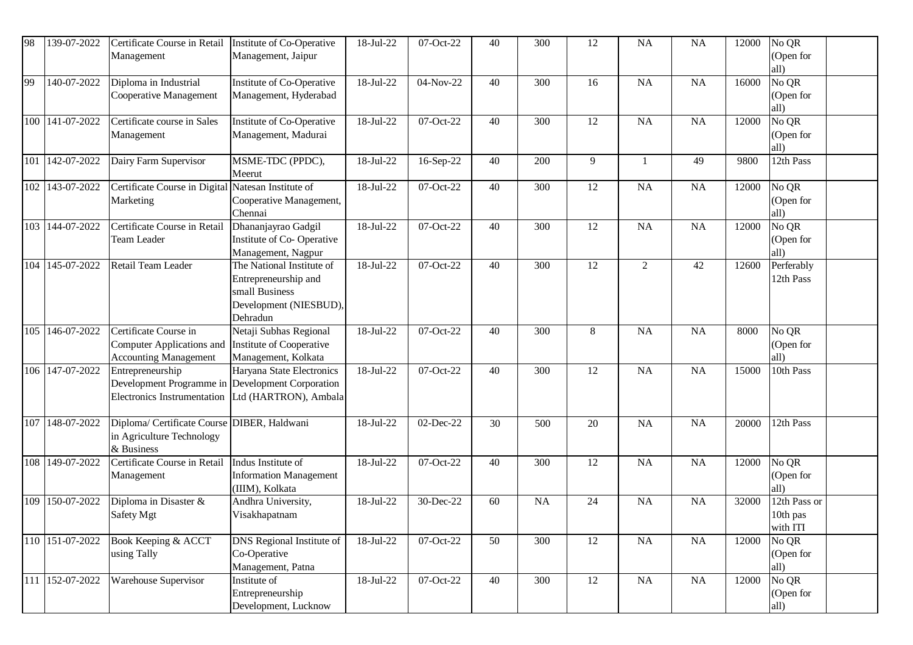| 98 | 139-07-2022 | Certificate Course in Retail Management | Institute of Co-Operative Management, Jaipur | 18-Jul-22 | 07-Oct-22 | 40 | 300 | 12 | NA | NA | 12000 | No QR (Open for all) | |
|---|---|---|---|---|---|---|---|---|---|---|---|---|---|
| 99 | 140-07-2022 | Diploma in Industrial Cooperative Management | Institute of Co-Operative Management, Hyderabad | 18-Jul-22 | 04-Nov-22 | 40 | 300 | 16 | NA | NA | 16000 | No QR (Open for all) | |
| 100 | 141-07-2022 | Certificate course in Sales Management | Institute of Co-Operative Management, Madurai | 18-Jul-22 | 07-Oct-22 | 40 | 300 | 12 | NA | NA | 12000 | No QR (Open for all) | |
| 101 | 142-07-2022 | Dairy Farm Supervisor | MSME-TDC (PPDC), Meerut | 18-Jul-22 | 16-Sep-22 | 40 | 200 | 9 | 1 | 49 | 9800 | 12th Pass | |
| 102 | 143-07-2022 | Certificate Course in Digital Marketing | Natesan Institute of Cooperative Management, Chennai | 18-Jul-22 | 07-Oct-22 | 40 | 300 | 12 | NA | NA | 12000 | No QR (Open for all) | |
| 103 | 144-07-2022 | Certificate Course in Retail Team Leader | Dhananjayrao Gadgil Institute of Co- Operative Management, Nagpur | 18-Jul-22 | 07-Oct-22 | 40 | 300 | 12 | NA | NA | 12000 | No QR (Open for all) | |
| 104 | 145-07-2022 | Retail Team Leader | The National Institute of Entrepreneurship and small Business Development (NIESBUD), Dehradun | 18-Jul-22 | 07-Oct-22 | 40 | 300 | 12 | 2 | 42 | 12600 | Perferably 12th Pass | |
| 105 | 146-07-2022 | Certificate Course in Computer Applications and Accounting Management | Netaji Subhas Regional Institute of Cooperative Management, Kolkata | 18-Jul-22 | 07-Oct-22 | 40 | 300 | 8 | NA | NA | 8000 | No QR (Open for all) | |
| 106 | 147-07-2022 | Entrepreneurship Development Programme in Electronics Instrumentation | Haryana State Electronics Development Corporation Ltd (HARTRON), Ambala | 18-Jul-22 | 07-Oct-22 | 40 | 300 | 12 | NA | NA | 15000 | 10th Pass | |
| 107 | 148-07-2022 | Diploma/ Certificate Course in Agriculture Technology & Business | DIBER, Haldwani | 18-Jul-22 | 02-Dec-22 | 30 | 500 | 20 | NA | NA | 20000 | 12th Pass | |
| 108 | 149-07-2022 | Certificate Course in Retail Management | Indus Institute of Information Management (IIIM), Kolkata | 18-Jul-22 | 07-Oct-22 | 40 | 300 | 12 | NA | NA | 12000 | No QR (Open for all) | |
| 109 | 150-07-2022 | Diploma in Disaster & Safety Mgt | Andhra University, Visakhapatnam | 18-Jul-22 | 30-Dec-22 | 60 | NA | 24 | NA | NA | 32000 | 12th Pass or 10th pas with ITI | |
| 110 | 151-07-2022 | Book Keeping & ACCT using Tally | DNS Regional Institute of Co-Operative Management, Patna | 18-Jul-22 | 07-Oct-22 | 50 | 300 | 12 | NA | NA | 12000 | No QR (Open for all) | |
| 111 | 152-07-2022 | Warehouse Supervisor | Institute of Entrepreneurship Development, Lucknow | 18-Jul-22 | 07-Oct-22 | 40 | 300 | 12 | NA | NA | 12000 | No QR (Open for all) | |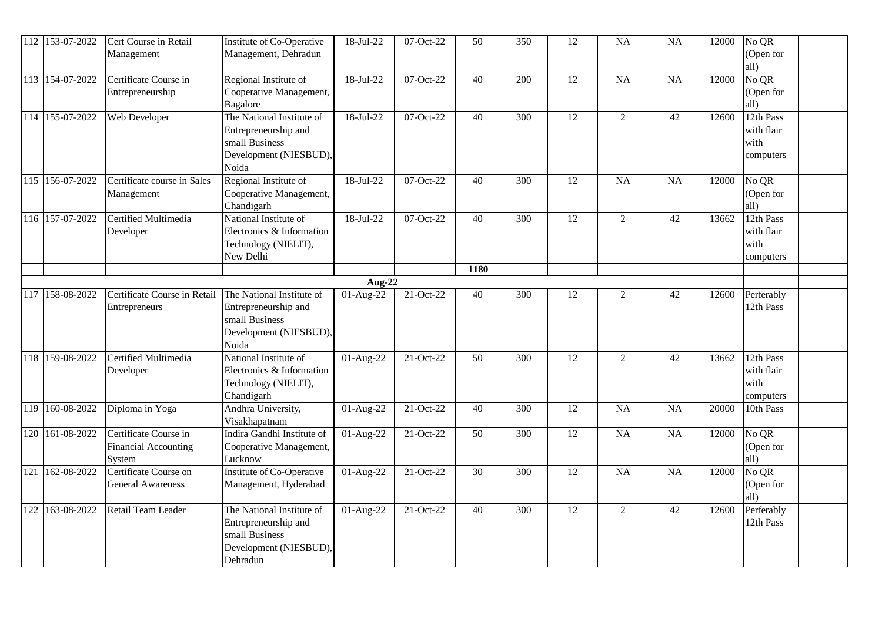| | | | | | | | | | | | | | |
|---|---|---|---|---|---|---|---|---|---|---|---|---|---|
| 112 | 153-07-2022 | Cert Course in Retail Management | Institute of Co-Operative Management, Dehradun | 18-Jul-22 | 07-Oct-22 | 50 | 350 | 12 | NA | NA | 12000 | No QR (Open for all) | |
| 113 | 154-07-2022 | Certificate Course in Entrepreneurship | Regional Institute of Cooperative Management, Bagalore | 18-Jul-22 | 07-Oct-22 | 40 | 200 | 12 | NA | NA | 12000 | No QR (Open for all) | |
| 114 | 155-07-2022 | Web Developer | The National Institute of Entrepreneurship and small Business Development (NIESBUD), Noida | 18-Jul-22 | 07-Oct-22 | 40 | 300 | 12 | 2 | 42 | 12600 | 12th Pass with flair with computers | |
| 115 | 156-07-2022 | Certificate course in Sales Management | Regional Institute of Cooperative Management, Chandigarh | 18-Jul-22 | 07-Oct-22 | 40 | 300 | 12 | NA | NA | 12000 | No QR (Open for all) | |
| 116 | 157-07-2022 | Certified Multimedia Developer | National Institute of Electronics & Information Technology (NIELIT), New Delhi | 18-Jul-22 | 07-Oct-22 | 40 | 300 | 12 | 2 | 42 | 13662 | 12th Pass with flair with computers | |
| | | | | | | **1180** | | | | | | | |
| | | | | **Aug-22** | | | | | | | | | |
| 117 | 158-08-2022 | Certificate Course in Retail Entrepreneurs | The National Institute of Entrepreneurship and small Business Development (NIESBUD), Noida | 01-Aug-22 | 21-Oct-22 | 40 | 300 | 12 | 2 | 42 | 12600 | Perferably 12th Pass | |
| 118 | 159-08-2022 | Certified Multimedia Developer | National Institute of Electronics & Information Technology (NIELIT), Chandigarh | 01-Aug-22 | 21-Oct-22 | 50 | 300 | 12 | 2 | 42 | 13662 | 12th Pass with flair with computers | |
| 119 | 160-08-2022 | Diploma in Yoga | Andhra University, Visakhapatnam | 01-Aug-22 | 21-Oct-22 | 40 | 300 | 12 | NA | NA | 20000 | 10th Pass | |
| 120 | 161-08-2022 | Certificate Course in Financial Accounting System | Indira Gandhi Institute of Cooperative Management, Lucknow | 01-Aug-22 | 21-Oct-22 | 50 | 300 | 12 | NA | NA | 12000 | No QR (Open for all) | |
| 121 | 162-08-2022 | Certificate Course on General Awareness | Institute of Co-Operative Management, Hyderabad | 01-Aug-22 | 21-Oct-22 | 30 | 300 | 12 | NA | NA | 12000 | No QR (Open for all) | |
| 122 | 163-08-2022 | Retail Team Leader | The National Institute of Entrepreneurship and small Business Development (NIESBUD), Dehradun | 01-Aug-22 | 21-Oct-22 | 40 | 300 | 12 | 2 | 42 | 12600 | Perferably 12th Pass | |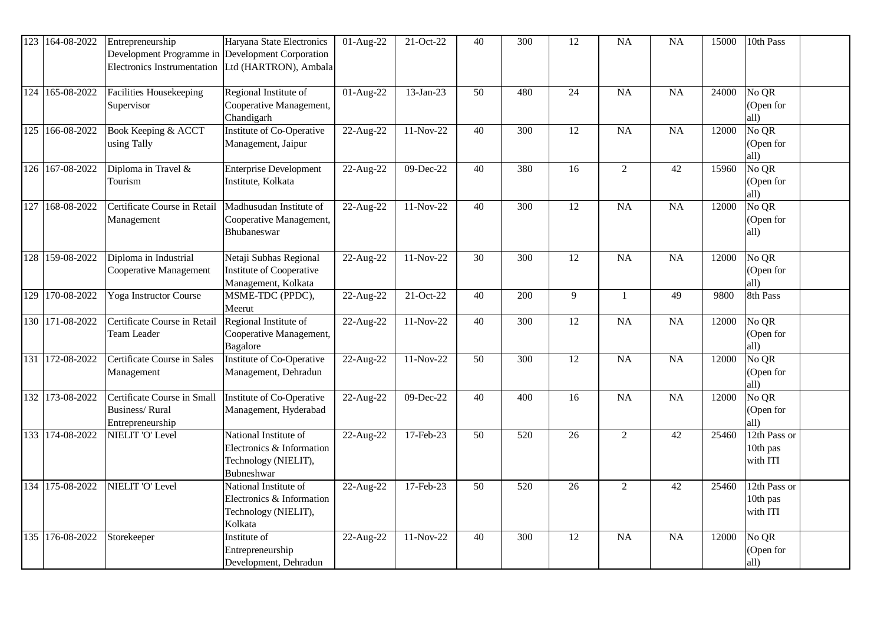| 123 | 164-08-2022 | Entrepreneurship Development Programme in Electronics Instrumentation | Haryana State Electronics Development Corporation Ltd (HARTRON), Ambala | 01-Aug-22 | 21-Oct-22 | 40 | 300 | 12 | NA | NA | 15000 | 10th Pass | |
|---|---|---|---|---|---|---|---|---|---|---|---|---|---|
| 124 | 165-08-2022 | Facilities Housekeeping Supervisor | Regional Institute of Cooperative Management, Chandigarh | 01-Aug-22 | 13-Jan-23 | 50 | 480 | 24 | NA | NA | 24000 | No QR (Open for all) | |
| 125 | 166-08-2022 | Book Keeping & ACCT using Tally | Institute of Co-Operative Management, Jaipur | 22-Aug-22 | 11-Nov-22 | 40 | 300 | 12 | NA | NA | 12000 | No QR (Open for all) | |
| 126 | 167-08-2022 | Diploma in Travel & Tourism | Enterprise Development Institute, Kolkata | 22-Aug-22 | 09-Dec-22 | 40 | 380 | 16 | 2 | 42 | 15960 | No QR (Open for all) | |
| 127 | 168-08-2022 | Certificate Course in Retail Management | Madhusudan Institute of Cooperative Management, Bhubaneswar | 22-Aug-22 | 11-Nov-22 | 40 | 300 | 12 | NA | NA | 12000 | No QR (Open for all) | |
| 128 | 159-08-2022 | Diploma in Industrial Cooperative Management | Netaji Subhas Regional Institute of Cooperative Management, Kolkata | 22-Aug-22 | 11-Nov-22 | 30 | 300 | 12 | NA | NA | 12000 | No QR (Open for all) | |
| 129 | 170-08-2022 | Yoga Instructor Course | MSME-TDC (PPDC), Meerut | 22-Aug-22 | 21-Oct-22 | 40 | 200 | 9 | 1 | 49 | 9800 | 8th Pass | |
| 130 | 171-08-2022 | Certificate Course in Retail Team Leader | Regional Institute of Cooperative Management, Bagalore | 22-Aug-22 | 11-Nov-22 | 40 | 300 | 12 | NA | NA | 12000 | No QR (Open for all) | |
| 131 | 172-08-2022 | Certificate Course in Sales Management | Institute of Co-Operative Management, Dehradun | 22-Aug-22 | 11-Nov-22 | 50 | 300 | 12 | NA | NA | 12000 | No QR (Open for all) | |
| 132 | 173-08-2022 | Certificate Course in Small Business/ Rural Entrepreneurship | Institute of Co-Operative Management, Hyderabad | 22-Aug-22 | 09-Dec-22 | 40 | 400 | 16 | NA | NA | 12000 | No QR (Open for all) | |
| 133 | 174-08-2022 | NIELIT 'O' Level | National Institute of Electronics & Information Technology (NIELIT), Bubneshwar | 22-Aug-22 | 17-Feb-23 | 50 | 520 | 26 | 2 | 42 | 25460 | 12th Pass or 10th pas with ITI | |
| 134 | 175-08-2022 | NIELIT 'O' Level | National Institute of Electronics & Information Technology (NIELIT), Kolkata | 22-Aug-22 | 17-Feb-23 | 50 | 520 | 26 | 2 | 42 | 25460 | 12th Pass or 10th pas with ITI | |
| 135 | 176-08-2022 | Storekeeper | Institute of Entrepreneurship Development, Dehradun | 22-Aug-22 | 11-Nov-22 | 40 | 300 | 12 | NA | NA | 12000 | No QR (Open for all) | |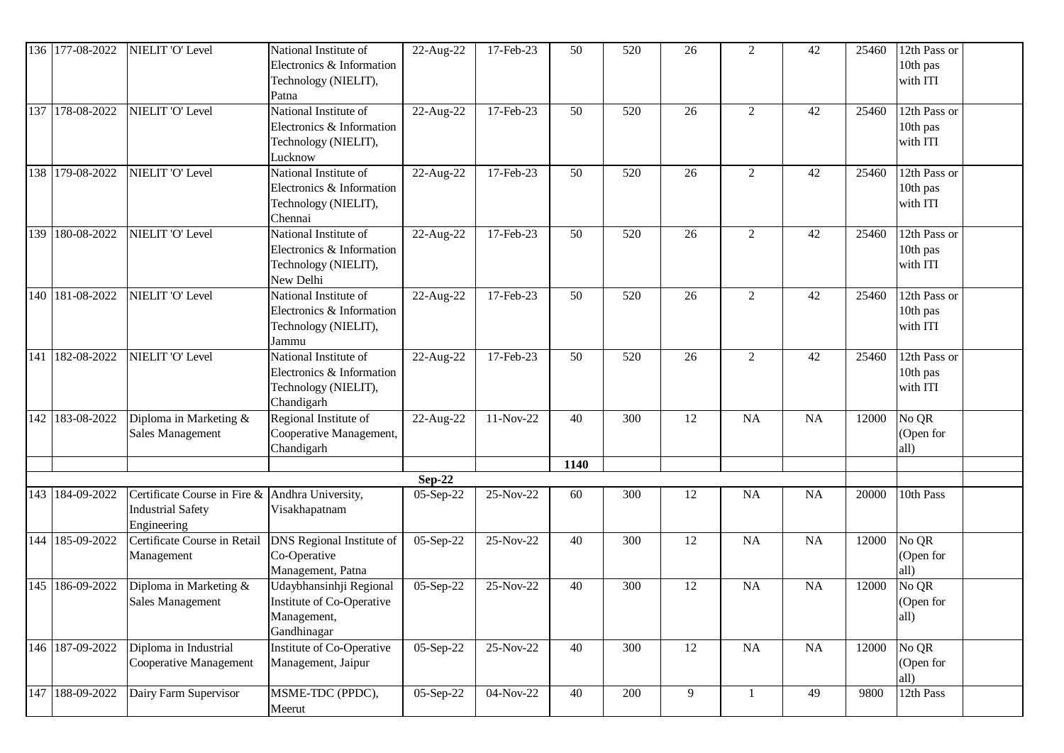| | | | | | | | | | | | | | |
|---|---|---|---|---|---|---|---|---|---|---|---|---|---|
| 136 | 177-08-2022 | NIELIT 'O' Level | National Institute of Electronics & Information Technology (NIELIT), Patna | 22-Aug-22 | 17-Feb-23 | 50 | 520 | 26 | 2 | 42 | 25460 | 12th Pass or 10th pas with ITI | |
| 137 | 178-08-2022 | NIELIT 'O' Level | National Institute of Electronics & Information Technology (NIELIT), Lucknow | 22-Aug-22 | 17-Feb-23 | 50 | 520 | 26 | 2 | 42 | 25460 | 12th Pass or 10th pas with ITI | |
| 138 | 179-08-2022 | NIELIT 'O' Level | National Institute of Electronics & Information Technology (NIELIT), Chennai | 22-Aug-22 | 17-Feb-23 | 50 | 520 | 26 | 2 | 42 | 25460 | 12th Pass or 10th pas with ITI | |
| 139 | 180-08-2022 | NIELIT 'O' Level | National Institute of Electronics & Information Technology (NIELIT), New Delhi | 22-Aug-22 | 17-Feb-23 | 50 | 520 | 26 | 2 | 42 | 25460 | 12th Pass or 10th pas with ITI | |
| 140 | 181-08-2022 | NIELIT 'O' Level | National Institute of Electronics & Information Technology (NIELIT), Jammu | 22-Aug-22 | 17-Feb-23 | 50 | 520 | 26 | 2 | 42 | 25460 | 12th Pass or 10th pas with ITI | |
| 141 | 182-08-2022 | NIELIT 'O' Level | National Institute of Electronics & Information Technology (NIELIT), Chandigarh | 22-Aug-22 | 17-Feb-23 | 50 | 520 | 26 | 2 | 42 | 25460 | 12th Pass or 10th pas with ITI | |
| 142 | 183-08-2022 | Diploma in Marketing & Sales Management | Regional Institute of Cooperative Management, Chandigarh | 22-Aug-22 | 11-Nov-22 | 40 | 300 | 12 | NA | NA | 12000 | No QR (Open for all) | |
| | | | | | | 1140 | | | | | | | |
| | | | | Sep-22 | | | | | | | | | |
| 143 | 184-09-2022 | Certificate Course in Fire & Industrial Safety Engineering | Andhra University, Visakhapatnam | 05-Sep-22 | 25-Nov-22 | 60 | 300 | 12 | NA | NA | 20000 | 10th Pass | |
| 144 | 185-09-2022 | Certificate Course in Retail Management | DNS Regional Institute of Co-Operative Management, Patna | 05-Sep-22 | 25-Nov-22 | 40 | 300 | 12 | NA | NA | 12000 | No QR (Open for all) | |
| 145 | 186-09-2022 | Diploma in Marketing & Sales Management | Udaybhansinhji Regional Institute of Co-Operative Management, Gandhinagar | 05-Sep-22 | 25-Nov-22 | 40 | 300 | 12 | NA | NA | 12000 | No QR (Open for all) | |
| 146 | 187-09-2022 | Diploma in Industrial Cooperative Management | Institute of Co-Operative Management, Jaipur | 05-Sep-22 | 25-Nov-22 | 40 | 300 | 12 | NA | NA | 12000 | No QR (Open for all) | |
| 147 | 188-09-2022 | Dairy Farm Supervisor | MSME-TDC (PPDC), Meerut | 05-Sep-22 | 04-Nov-22 | 40 | 200 | 9 | 1 | 49 | 9800 | 12th Pass | |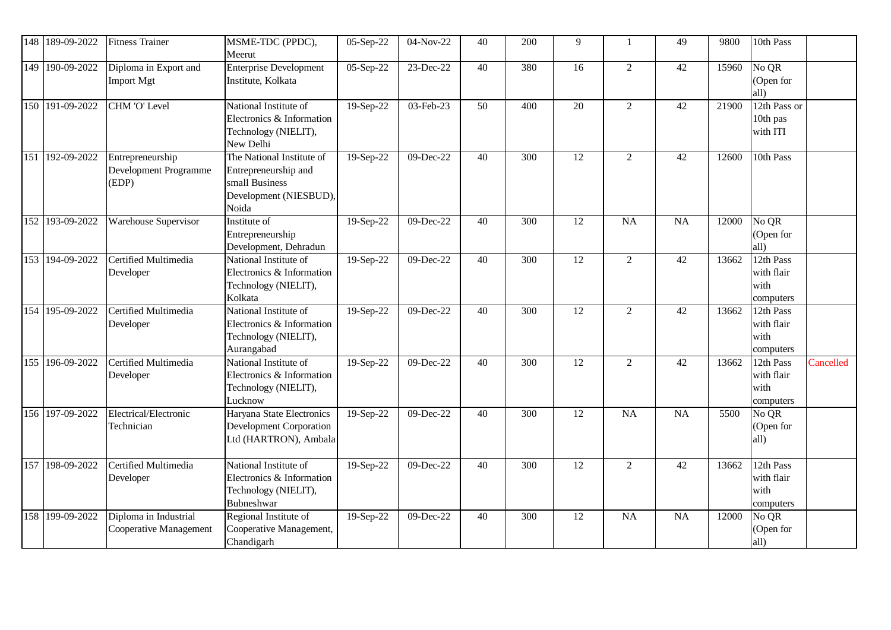| 148 | 189-09-2022 | Fitness Trainer | MSME-TDC (PPDC), Meerut | 05-Sep-22 | 04-Nov-22 | 40 | 200 | 9 | 1 | 49 | 9800 | 10th Pass | |
|---|---|---|---|---|---|---|---|---|---|---|---|---|---|
| 149 | 190-09-2022 | Diploma in Export and Import Mgt | Enterprise Development Institute, Kolkata | 05-Sep-22 | 23-Dec-22 | 40 | 380 | 16 | 2 | 42 | 15960 | No QR (Open for all) | |
| 150 | 191-09-2022 | CHM 'O' Level | National Institute of Electronics & Information Technology (NIELIT), New Delhi | 19-Sep-22 | 03-Feb-23 | 50 | 400 | 20 | 2 | 42 | 21900 | 12th Pass or 10th pas with ITI | |
| 151 | 192-09-2022 | Entrepreneurship Development Programme (EDP) | The National Institute of Entrepreneurship and small Business Development (NIESBUD), Noida | 19-Sep-22 | 09-Dec-22 | 40 | 300 | 12 | 2 | 42 | 12600 | 10th Pass | |
| 152 | 193-09-2022 | Warehouse Supervisor | Institute of Entrepreneurship Development, Dehradun | 19-Sep-22 | 09-Dec-22 | 40 | 300 | 12 | NA | NA | 12000 | No QR (Open for all) | |
| 153 | 194-09-2022 | Certified Multimedia Developer | National Institute of Electronics & Information Technology (NIELIT), Kolkata | 19-Sep-22 | 09-Dec-22 | 40 | 300 | 12 | 2 | 42 | 13662 | 12th Pass with flair with computers | |
| 154 | 195-09-2022 | Certified Multimedia Developer | National Institute of Electronics & Information Technology (NIELIT), Aurangabad | 19-Sep-22 | 09-Dec-22 | 40 | 300 | 12 | 2 | 42 | 13662 | 12th Pass with flair with computers | |
| 155 | 196-09-2022 | Certified Multimedia Developer | National Institute of Electronics & Information Technology (NIELIT), Lucknow | 19-Sep-22 | 09-Dec-22 | 40 | 300 | 12 | 2 | 42 | 13662 | 12th Pass with flair with computers | Cancelled |
| 156 | 197-09-2022 | Electrical/Electronic Technician | Haryana State Electronics Development Corporation Ltd (HARTRON), Ambala | 19-Sep-22 | 09-Dec-22 | 40 | 300 | 12 | NA | NA | 5500 | No QR (Open for all) | |
| 157 | 198-09-2022 | Certified Multimedia Developer | National Institute of Electronics & Information Technology (NIELIT), Bubneshwar | 19-Sep-22 | 09-Dec-22 | 40 | 300 | 12 | 2 | 42 | 13662 | 12th Pass with flair with computers | |
| 158 | 199-09-2022 | Diploma in Industrial Cooperative Management | Regional Institute of Cooperative Management, Chandigarh | 19-Sep-22 | 09-Dec-22 | 40 | 300 | 12 | NA | NA | 12000 | No QR (Open for all) | |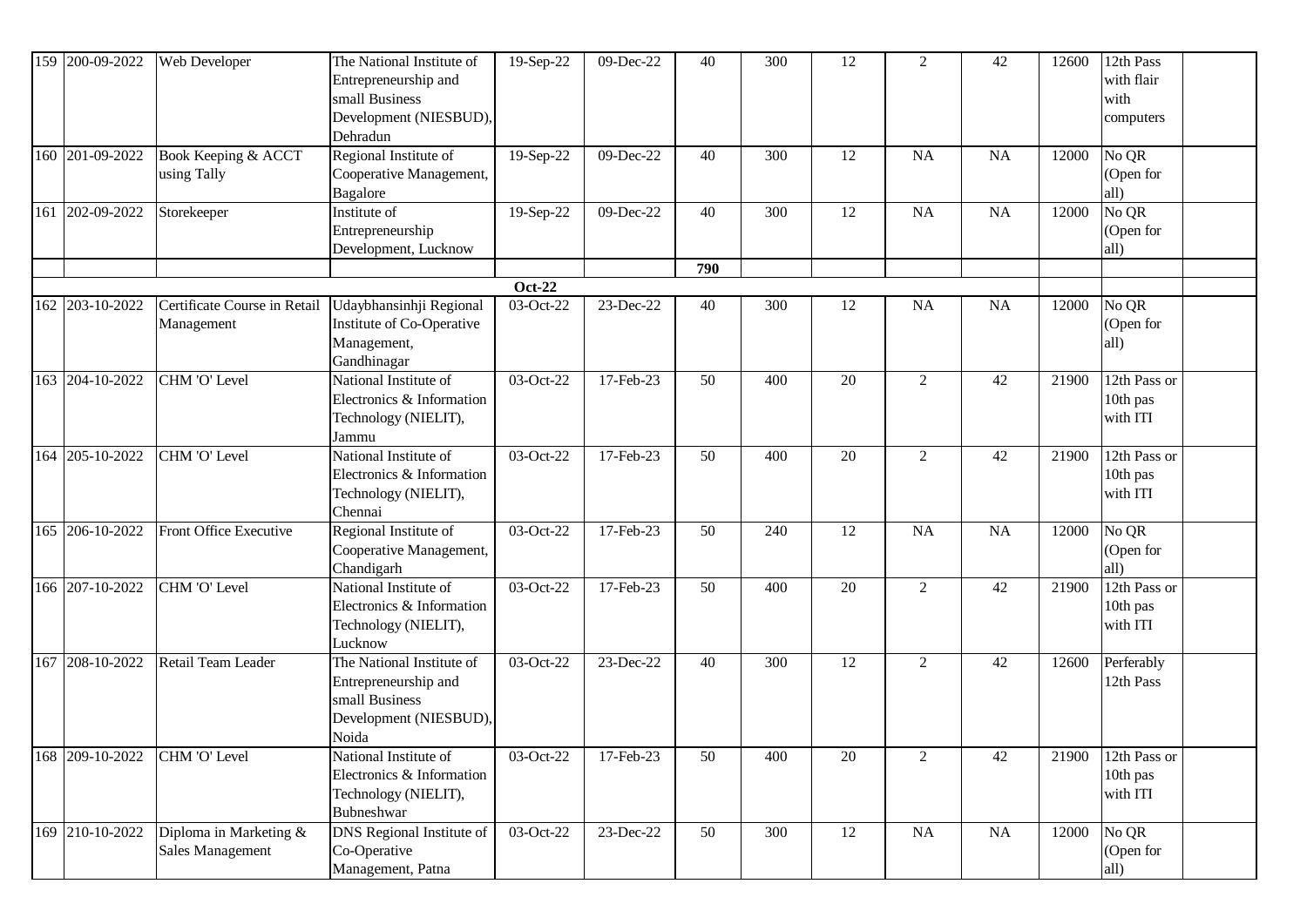| 159 | 200-09-2022 | Web Developer | The National Institute of Entrepreneurship and small Business Development (NIESBUD), Dehradun | 19-Sep-22 | 09-Dec-22 | 40 | 300 | 12 | 2 | 42 | 12600 | 12th Pass with flair with computers | |
|---|---|---|---|---|---|---|---|---|---|---|---|---|---|
| 160 | 201-09-2022 | Book Keeping & ACCT using Tally | Regional Institute of Cooperative Management, Bagalore | 19-Sep-22 | 09-Dec-22 | 40 | 300 | 12 | NA | NA | 12000 | No QR (Open for all) | |
| 161 | 202-09-2022 | Storekeeper | Institute of Entrepreneurship Development, Lucknow | 19-Sep-22 | 09-Dec-22 | 40 | 300 | 12 | NA | NA | 12000 | No QR (Open for all) | |
| | | | | | | **790** | | | | | | | |
| | | | | **Oct-22** | | | | | | | | | |
| 162 | 203-10-2022 | Certificate Course in Retail Management | Udaybhansinhji Regional Institute of Co-Operative Management, Gandhinagar | 03-Oct-22 | 23-Dec-22 | 40 | 300 | 12 | NA | NA | 12000 | No QR (Open for all) | |
| 163 | 204-10-2022 | CHM 'O' Level | National Institute of Electronics & Information Technology (NIELIT), Jammu | 03-Oct-22 | 17-Feb-23 | 50 | 400 | 20 | 2 | 42 | 21900 | 12th Pass or 10th pas with ITI | |
| 164 | 205-10-2022 | CHM 'O' Level | National Institute of Electronics & Information Technology (NIELIT), Chennai | 03-Oct-22 | 17-Feb-23 | 50 | 400 | 20 | 2 | 42 | 21900 | 12th Pass or 10th pas with ITI | |
| 165 | 206-10-2022 | Front Office Executive | Regional Institute of Cooperative Management, Chandigarh | 03-Oct-22 | 17-Feb-23 | 50 | 240 | 12 | NA | NA | 12000 | No QR (Open for all) | |
| 166 | 207-10-2022 | CHM 'O' Level | National Institute of Electronics & Information Technology (NIELIT), Lucknow | 03-Oct-22 | 17-Feb-23 | 50 | 400 | 20 | 2 | 42 | 21900 | 12th Pass or 10th pas with ITI | |
| 167 | 208-10-2022 | Retail Team Leader | The National Institute of Entrepreneurship and small Business Development (NIESBUD), Noida | 03-Oct-22 | 23-Dec-22 | 40 | 300 | 12 | 2 | 42 | 12600 | Perferably 12th Pass | |
| 168 | 209-10-2022 | CHM 'O' Level | National Institute of Electronics & Information Technology (NIELIT), Bubneshwar | 03-Oct-22 | 17-Feb-23 | 50 | 400 | 20 | 2 | 42 | 21900 | 12th Pass or 10th pas with ITI | |
| 169 | 210-10-2022 | Diploma in Marketing & Sales Management | DNS Regional Institute of Co-Operative Management, Patna | 03-Oct-22 | 23-Dec-22 | 50 | 300 | 12 | NA | NA | 12000 | No QR (Open for all) | |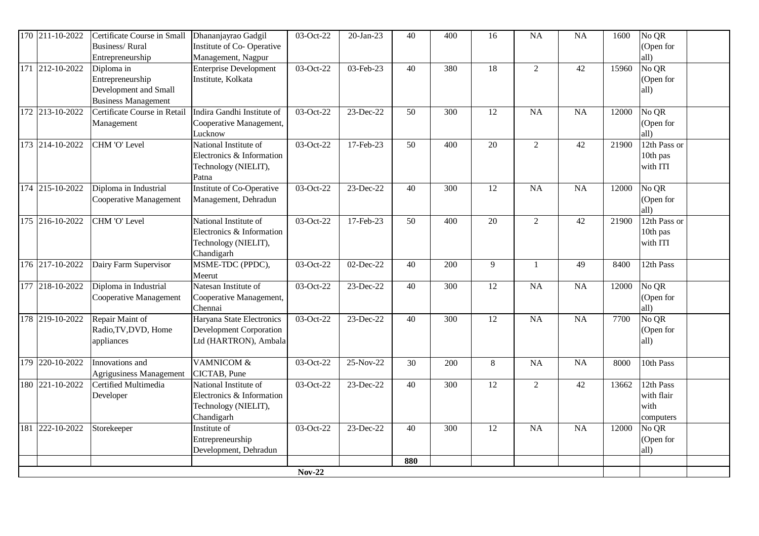| 170 | 211-10-2022 | Certificate Course in Small Business/ Rural Entrepreneurship | Dhananjayrao Gadgil Institute of Co- Operative Management, Nagpur | 03-Oct-22 | 20-Jan-23 | 40 | 400 | 16 | NA | NA | 1600 | No QR (Open for all) | |
|---|---|---|---|---|---|---|---|---|---|---|---|---|---|
| 171 | 212-10-2022 | Diploma in Entrepreneurship Development and Small Business Management | Enterprise Development Institute, Kolkata | 03-Oct-22 | 03-Feb-23 | 40 | 380 | 18 | 2 | 42 | 15960 | No QR (Open for all) | |
| 172 | 213-10-2022 | Certificate Course in Retail Management | Indira Gandhi Institute of Cooperative Management, Lucknow | 03-Oct-22 | 23-Dec-22 | 50 | 300 | 12 | NA | NA | 12000 | No QR (Open for all) | |
| 173 | 214-10-2022 | CHM 'O' Level | National Institute of Electronics & Information Technology (NIELIT), Patna | 03-Oct-22 | 17-Feb-23 | 50 | 400 | 20 | 2 | 42 | 21900 | 12th Pass or 10th pas with ITI | |
| 174 | 215-10-2022 | Diploma in Industrial Cooperative Management | Institute of Co-Operative Management, Dehradun | 03-Oct-22 | 23-Dec-22 | 40 | 300 | 12 | NA | NA | 12000 | No QR (Open for all) | |
| 175 | 216-10-2022 | CHM 'O' Level | National Institute of Electronics & Information Technology (NIELIT), Chandigarh | 03-Oct-22 | 17-Feb-23 | 50 | 400 | 20 | 2 | 42 | 21900 | 12th Pass or 10th pas with ITI | |
| 176 | 217-10-2022 | Dairy Farm Supervisor | MSME-TDC (PPDC), Meerut | 03-Oct-22 | 02-Dec-22 | 40 | 200 | 9 | 1 | 49 | 8400 | 12th Pass | |
| 177 | 218-10-2022 | Diploma in Industrial Cooperative Management | Natesan Institute of Cooperative Management, Chennai | 03-Oct-22 | 23-Dec-22 | 40 | 300 | 12 | NA | NA | 12000 | No QR (Open for all) | |
| 178 | 219-10-2022 | Repair Maint of Radio,TV,DVD, Home appliances | Haryana State Electronics Development Corporation Ltd (HARTRON), Ambala | 03-Oct-22 | 23-Dec-22 | 40 | 300 | 12 | NA | NA | 7700 | No QR (Open for all) | |
| 179 | 220-10-2022 | Innovations and Agrigusiness Management | VAMNICOM & CICTAB, Pune | 03-Oct-22 | 25-Nov-22 | 30 | 200 | 8 | NA | NA | 8000 | 10th Pass | |
| 180 | 221-10-2022 | Certified Multimedia Developer | National Institute of Electronics & Information Technology (NIELIT), Chandigarh | 03-Oct-22 | 23-Dec-22 | 40 | 300 | 12 | 2 | 42 | 13662 | 12th Pass with flair with computers | |
| 181 | 222-10-2022 | Storekeeper | Institute of Entrepreneurship Development, Dehradun | 03-Oct-22 | 23-Dec-22 | 40 | 300 | 12 | NA | NA | 12000 | No QR (Open for all) | |
| | | | | | | **880** | | | | | | | |
| | | | | **Nov-22** | | | | | | | | | |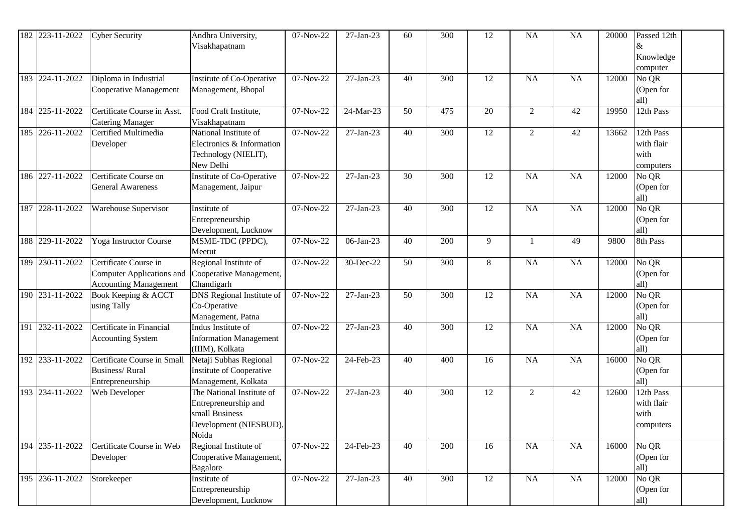| 182 | 223-11-2022 | Cyber Security | Andhra University, Visakhapatnam | 07-Nov-22 | 27-Jan-23 | 60 | 300 | 12 | NA | NA | 20000 | Passed 12th & Knowledge computer | |
|---|---|---|---|---|---|---|---|---|---|---|---|---|---|
| 183 | 224-11-2022 | Diploma in Industrial Cooperative Management | Institute of Co-Operative Management, Bhopal | 07-Nov-22 | 27-Jan-23 | 40 | 300 | 12 | NA | NA | 12000 | No QR (Open for all) | |
| 184 | 225-11-2022 | Certificate Course in Asst. Catering Manager | Food Craft Institute, Visakhapatnam | 07-Nov-22 | 24-Mar-23 | 50 | 475 | 20 | 2 | 42 | 19950 | 12th Pass | |
| 185 | 226-11-2022 | Certified Multimedia Developer | National Institute of Electronics & Information Technology (NIELIT), New Delhi | 07-Nov-22 | 27-Jan-23 | 40 | 300 | 12 | 2 | 42 | 13662 | 12th Pass with flair with computers | |
| 186 | 227-11-2022 | Certificate Course on General Awareness | Institute of Co-Operative Management, Jaipur | 07-Nov-22 | 27-Jan-23 | 30 | 300 | 12 | NA | NA | 12000 | No QR (Open for all) | |
| 187 | 228-11-2022 | Warehouse Supervisor | Institute of Entrepreneurship Development, Lucknow | 07-Nov-22 | 27-Jan-23 | 40 | 300 | 12 | NA | NA | 12000 | No QR (Open for all) | |
| 188 | 229-11-2022 | Yoga Instructor Course | MSME-TDC (PPDC), Meerut | 07-Nov-22 | 06-Jan-23 | 40 | 200 | 9 | 1 | 49 | 9800 | 8th Pass | |
| 189 | 230-11-2022 | Certificate Course in Computer Applications and Accounting Management | Regional Institute of Cooperative Management, Chandigarh | 07-Nov-22 | 30-Dec-22 | 50 | 300 | 8 | NA | NA | 12000 | No QR (Open for all) | |
| 190 | 231-11-2022 | Book Keeping & ACCT using Tally | DNS Regional Institute of Co-Operative Management, Patna | 07-Nov-22 | 27-Jan-23 | 50 | 300 | 12 | NA | NA | 12000 | No QR (Open for all) | |
| 191 | 232-11-2022 | Certificate in Financial Accounting System | Indus Institute of Information Management (IIIM), Kolkata | 07-Nov-22 | 27-Jan-23 | 40 | 300 | 12 | NA | NA | 12000 | No QR (Open for all) | |
| 192 | 233-11-2022 | Certificate Course in Small Business/ Rural Entrepreneurship | Netaji Subhas Regional Institute of Cooperative Management, Kolkata | 07-Nov-22 | 24-Feb-23 | 40 | 400 | 16 | NA | NA | 16000 | No QR (Open for all) | |
| 193 | 234-11-2022 | Web Developer | The National Institute of Entrepreneurship and small Business Development (NIESBUD), Noida | 07-Nov-22 | 27-Jan-23 | 40 | 300 | 12 | 2 | 42 | 12600 | 12th Pass with flair with computers | |
| 194 | 235-11-2022 | Certificate Course in Web Developer | Regional Institute of Cooperative Management, Bagalore | 07-Nov-22 | 24-Feb-23 | 40 | 200 | 16 | NA | NA | 16000 | No QR (Open for all) | |
| 195 | 236-11-2022 | Storekeeper | Institute of Entrepreneurship Development, Lucknow | 07-Nov-22 | 27-Jan-23 | 40 | 300 | 12 | NA | NA | 12000 | No QR (Open for all) | |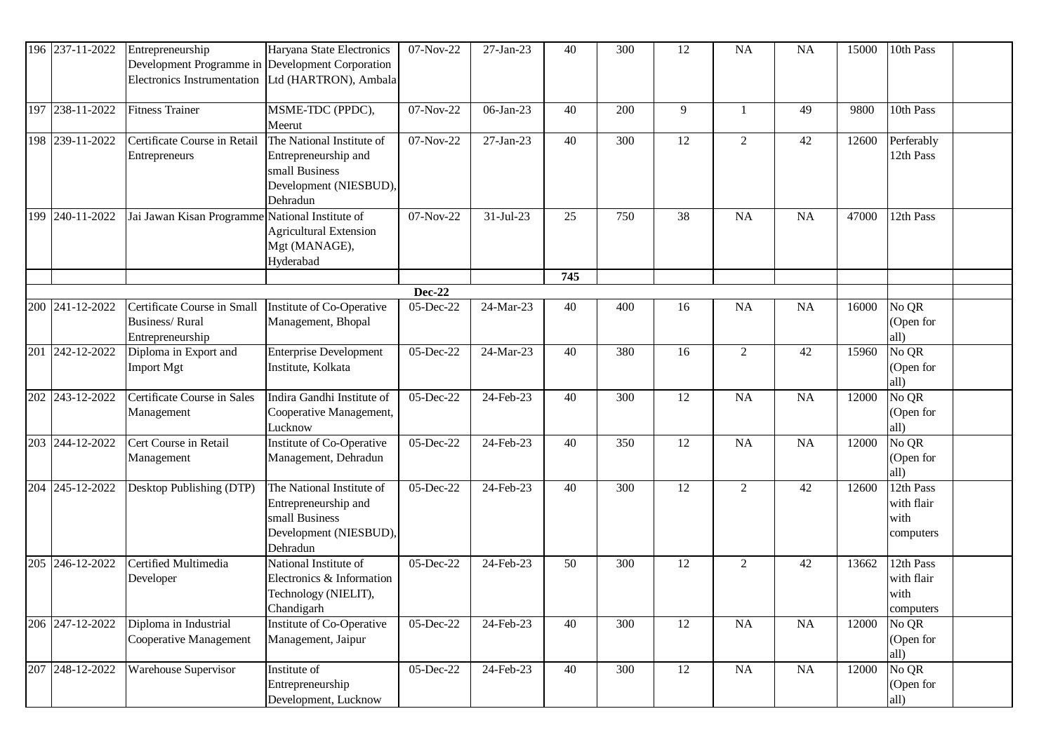| | | | | | | | | | | | | | |
|---|---|---|---|---|---|---|---|---|---|---|---|---|---|
| 196 | 237-11-2022 | Entrepreneurship Development Programme in Electronics Instrumentation | Haryana State Electronics Development Corporation Ltd (HARTRON), Ambala | 07-Nov-22 | 27-Jan-23 | 40 | 300 | 12 | NA | NA | 15000 | 10th Pass | |
| 197 | 238-11-2022 | Fitness Trainer | MSME-TDC (PPDC), Meerut | 07-Nov-22 | 06-Jan-23 | 40 | 200 | 9 | 1 | 49 | 9800 | 10th Pass | |
| 198 | 239-11-2022 | Certificate Course in Retail Entrepreneurs | The National Institute of Entrepreneurship and small Business Development (NIESBUD), Dehradun | 07-Nov-22 | 27-Jan-23 | 40 | 300 | 12 | 2 | 42 | 12600 | Perferably 12th Pass | |
| 199 | 240-11-2022 | Jai Jawan Kisan Programme | National Institute of Agricultural Extension Mgt (MANAGE), Hyderabad | 07-Nov-22 | 31-Jul-23 | 25 | 750 | 38 | NA | NA | 47000 | 12th Pass | |
| | | | | | | **745** | | | | | | | |
| | | | | **Dec-22** | | | | | | | | | |
| 200 | 241-12-2022 | Certificate Course in Small Business/ Rural Entrepreneurship | Institute of Co-Operative Management, Bhopal | 05-Dec-22 | 24-Mar-23 | 40 | 400 | 16 | NA | NA | 16000 | No QR (Open for all) | |
| 201 | 242-12-2022 | Diploma in Export and Import Mgt | Enterprise Development Institute, Kolkata | 05-Dec-22 | 24-Mar-23 | 40 | 380 | 16 | 2 | 42 | 15960 | No QR (Open for all) | |
| 202 | 243-12-2022 | Certificate Course in Sales Management | Indira Gandhi Institute of Cooperative Management, Lucknow | 05-Dec-22 | 24-Feb-23 | 40 | 300 | 12 | NA | NA | 12000 | No QR (Open for all) | |
| 203 | 244-12-2022 | Cert Course in Retail Management | Institute of Co-Operative Management, Dehradun | 05-Dec-22 | 24-Feb-23 | 40 | 350 | 12 | NA | NA | 12000 | No QR (Open for all) | |
| 204 | 245-12-2022 | Desktop Publishing (DTP) | The National Institute of Entrepreneurship and small Business Development (NIESBUD), Dehradun | 05-Dec-22 | 24-Feb-23 | 40 | 300 | 12 | 2 | 42 | 12600 | 12th Pass with flair with computers | |
| 205 | 246-12-2022 | Certified Multimedia Developer | National Institute of Electronics & Information Technology (NIELIT), Chandigarh | 05-Dec-22 | 24-Feb-23 | 50 | 300 | 12 | 2 | 42 | 13662 | 12th Pass with flair with computers | |
| 206 | 247-12-2022 | Diploma in Industrial Cooperative Management | Institute of Co-Operative Management, Jaipur | 05-Dec-22 | 24-Feb-23 | 40 | 300 | 12 | NA | NA | 12000 | No QR (Open for all) | |
| 207 | 248-12-2022 | Warehouse Supervisor | Institute of Entrepreneurship Development, Lucknow | 05-Dec-22 | 24-Feb-23 | 40 | 300 | 12 | NA | NA | 12000 | No QR (Open for all) | |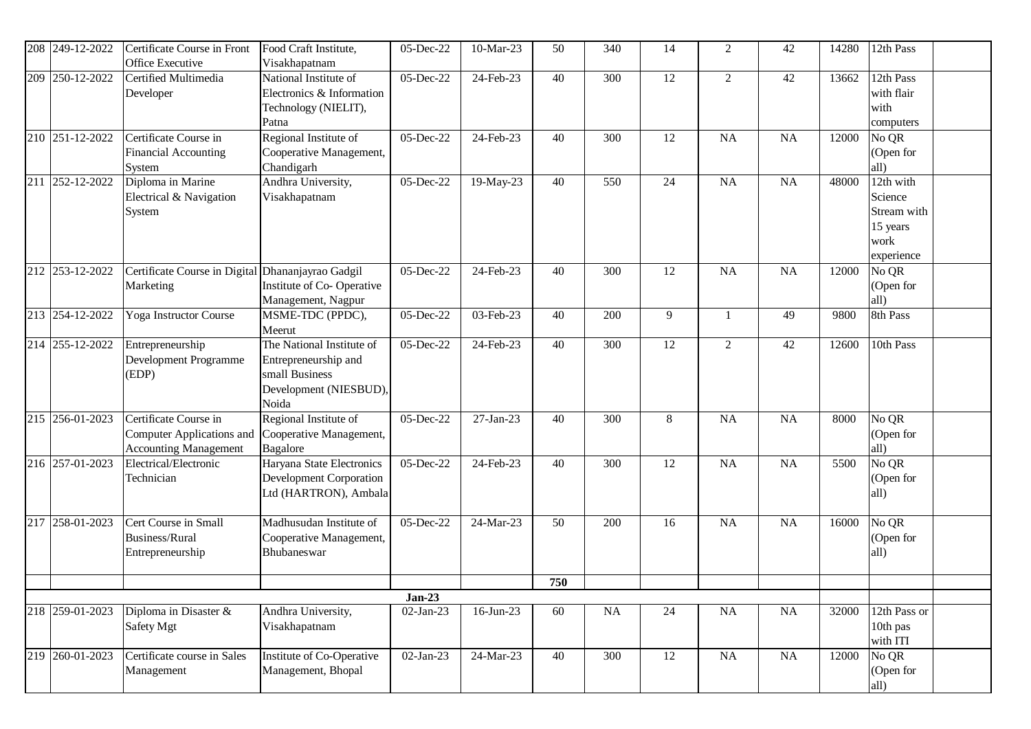| | | | | | | | | | | | | | |
|---|---|---|---|---|---|---|---|---|---|---|---|---|---|
| 208 | 249-12-2022 | Certificate Course in Front Office Executive | Food Craft Institute, Visakhapatnam | 05-Dec-22 | 10-Mar-23 | 50 | 340 | 14 | 2 | 42 | 14280 | 12th Pass | |
| 209 | 250-12-2022 | Certified Multimedia Developer | National Institute of Electronics & Information Technology (NIELIT), Patna | 05-Dec-22 | 24-Feb-23 | 40 | 300 | 12 | 2 | 42 | 13662 | 12th Pass with flair with computers | |
| 210 | 251-12-2022 | Certificate Course in Financial Accounting System | Regional Institute of Cooperative Management, Chandigarh | 05-Dec-22 | 24-Feb-23 | 40 | 300 | 12 | NA | NA | 12000 | No QR (Open for all) | |
| 211 | 252-12-2022 | Diploma in Marine Electrical & Navigation System | Andhra University, Visakhapatnam | 05-Dec-22 | 19-May-23 | 40 | 550 | 24 | NA | NA | 48000 | 12th with Science Stream with 15 years work experience | |
| 212 | 253-12-2022 | Certificate Course in Digital Marketing | Dhananjayrao Gadgil Institute of Co- Operative Management, Nagpur | 05-Dec-22 | 24-Feb-23 | 40 | 300 | 12 | NA | NA | 12000 | No QR (Open for all) | |
| 213 | 254-12-2022 | Yoga Instructor Course | MSME-TDC (PPDC), Meerut | 05-Dec-22 | 03-Feb-23 | 40 | 200 | 9 | 1 | 49 | 9800 | 8th Pass | |
| 214 | 255-12-2022 | Entrepreneurship Development Programme (EDP) | The National Institute of Entrepreneurship and small Business Development (NIESBUD), Noida | 05-Dec-22 | 24-Feb-23 | 40 | 300 | 12 | 2 | 42 | 12600 | 10th Pass | |
| 215 | 256-01-2023 | Certificate Course in Computer Applications and Accounting Management | Regional Institute of Cooperative Management, Bagalore | 05-Dec-22 | 27-Jan-23 | 40 | 300 | 8 | NA | NA | 8000 | No QR (Open for all) | |
| 216 | 257-01-2023 | Electrical/Electronic Technician | Haryana State Electronics Development Corporation Ltd (HARTRON), Ambala | 05-Dec-22 | 24-Feb-23 | 40 | 300 | 12 | NA | NA | 5500 | No QR (Open for all) | |
| 217 | 258-01-2023 | Cert Course in Small Business/Rural Entrepreneurship | Madhusudan Institute of Cooperative Management, Bhubaneswar | 05-Dec-22 | 24-Mar-23 | 50 | 200 | 16 | NA | NA | 16000 | No QR (Open for all) | |
| | | | | | | 750 | | | | | | | |
| | | | | **Jan-23** | | | | | | | | | |
| 218 | 259-01-2023 | Diploma in Disaster & Safety Mgt | Andhra University, Visakhapatnam | 02-Jan-23 | 16-Jun-23 | 60 | NA | 24 | NA | NA | 32000 | 12th Pass or 10th pas with ITI | |
| 219 | 260-01-2023 | Certificate course in Sales Management | Institute of Co-Operative Management, Bhopal | 02-Jan-23 | 24-Mar-23 | 40 | 300 | 12 | NA | NA | 12000 | No QR (Open for all) | |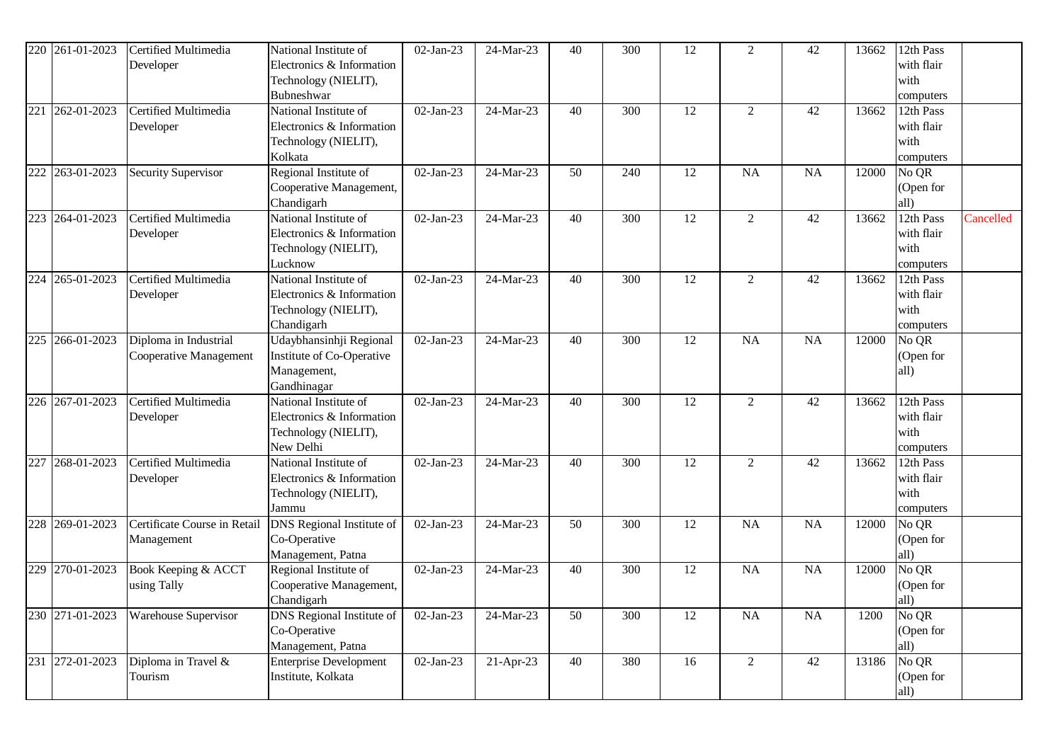| 220 | 261-01-2023 | Certified Multimedia Developer | National Institute of Electronics & Information Technology (NIELIT), Bubneshwar | 02-Jan-23 | 24-Mar-23 | 40 | 300 | 12 | 2 | 42 | 13662 | 12th Pass with flair with computers | |
|---|---|---|---|---|---|---|---|---|---|---|---|---|---|
| 221 | 262-01-2023 | Certified Multimedia Developer | National Institute of Electronics & Information Technology (NIELIT), Kolkata | 02-Jan-23 | 24-Mar-23 | 40 | 300 | 12 | 2 | 42 | 13662 | 12th Pass with flair with computers | |
| 222 | 263-01-2023 | Security Supervisor | Regional Institute of Cooperative Management, Chandigarh | 02-Jan-23 | 24-Mar-23 | 50 | 240 | 12 | NA | NA | 12000 | No QR (Open for all) | |
| 223 | 264-01-2023 | Certified Multimedia Developer | National Institute of Electronics & Information Technology (NIELIT), Lucknow | 02-Jan-23 | 24-Mar-23 | 40 | 300 | 12 | 2 | 42 | 13662 | 12th Pass with flair with computers | Cancelled |
| 224 | 265-01-2023 | Certified Multimedia Developer | National Institute of Electronics & Information Technology (NIELIT), Chandigarh | 02-Jan-23 | 24-Mar-23 | 40 | 300 | 12 | 2 | 42 | 13662 | 12th Pass with flair with computers | |
| 225 | 266-01-2023 | Diploma in Industrial Cooperative Management | Udaybhansinhji Regional Institute of Co-Operative Management, Gandhinagar | 02-Jan-23 | 24-Mar-23 | 40 | 300 | 12 | NA | NA | 12000 | No QR (Open for all) | |
| 226 | 267-01-2023 | Certified Multimedia Developer | National Institute of Electronics & Information Technology (NIELIT), New Delhi | 02-Jan-23 | 24-Mar-23 | 40 | 300 | 12 | 2 | 42 | 13662 | 12th Pass with flair with computers | |
| 227 | 268-01-2023 | Certified Multimedia Developer | National Institute of Electronics & Information Technology (NIELIT), Jammu | 02-Jan-23 | 24-Mar-23 | 40 | 300 | 12 | 2 | 42 | 13662 | 12th Pass with flair with computers | |
| 228 | 269-01-2023 | Certificate Course in Retail Management | DNS Regional Institute of Co-Operative Management, Patna | 02-Jan-23 | 24-Mar-23 | 50 | 300 | 12 | NA | NA | 12000 | No QR (Open for all) | |
| 229 | 270-01-2023 | Book Keeping & ACCT using Tally | Regional Institute of Cooperative Management, Chandigarh | 02-Jan-23 | 24-Mar-23 | 40 | 300 | 12 | NA | NA | 12000 | No QR (Open for all) | |
| 230 | 271-01-2023 | Warehouse Supervisor | DNS Regional Institute of Co-Operative Management, Patna | 02-Jan-23 | 24-Mar-23 | 50 | 300 | 12 | NA | NA | 1200 | No QR (Open for all) | |
| 231 | 272-01-2023 | Diploma in Travel & Tourism | Enterprise Development Institute, Kolkata | 02-Jan-23 | 21-Apr-23 | 40 | 380 | 16 | 2 | 42 | 13186 | No QR (Open for all) | |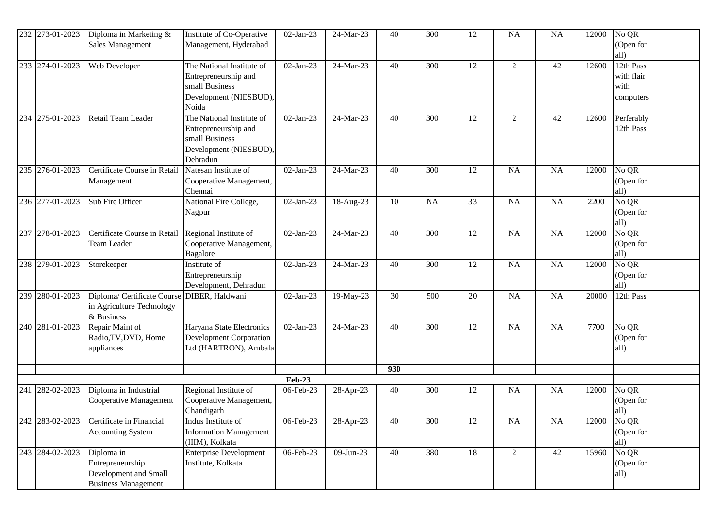| | | | | | | | | | | | | | |
|---|---|---|---|---|---|---|---|---|---|---|---|---|---|
| 232 | 273-01-2023 | Diploma in Marketing & Sales Management | Institute of Co-Operative Management, Hyderabad | 02-Jan-23 | 24-Mar-23 | 40 | 300 | 12 | NA | NA | 12000 | No QR (Open for all) | |
| 233 | 274-01-2023 | Web Developer | The National Institute of Entrepreneurship and small Business Development (NIESBUD), Noida | 02-Jan-23 | 24-Mar-23 | 40 | 300 | 12 | 2 | 42 | 12600 | 12th Pass with flair with computers | |
| 234 | 275-01-2023 | Retail Team Leader | The National Institute of Entrepreneurship and small Business Development (NIESBUD), Dehradun | 02-Jan-23 | 24-Mar-23 | 40 | 300 | 12 | 2 | 42 | 12600 | Perferably 12th Pass | |
| 235 | 276-01-2023 | Certificate Course in Retail Management | Natesan Institute of Cooperative Management, Chennai | 02-Jan-23 | 24-Mar-23 | 40 | 300 | 12 | NA | NA | 12000 | No QR (Open for all) | |
| 236 | 277-01-2023 | Sub Fire Officer | National Fire College, Nagpur | 02-Jan-23 | 18-Aug-23 | 10 | NA | 33 | NA | NA | 2200 | No QR (Open for all) | |
| 237 | 278-01-2023 | Certificate Course in Retail Team Leader | Regional Institute of Cooperative Management, Bagalore | 02-Jan-23 | 24-Mar-23 | 40 | 300 | 12 | NA | NA | 12000 | No QR (Open for all) | |
| 238 | 279-01-2023 | Storekeeper | Institute of Entrepreneurship Development, Dehradun | 02-Jan-23 | 24-Mar-23 | 40 | 300 | 12 | NA | NA | 12000 | No QR (Open for all) | |
| 239 | 280-01-2023 | Diploma/ Certificate Course in Agriculture Technology & Business | DIBER, Haldwani | 02-Jan-23 | 19-May-23 | 30 | 500 | 20 | NA | NA | 20000 | 12th Pass | |
| 240 | 281-01-2023 | Repair Maint of Radio,TV,DVD, Home appliances | Haryana State Electronics Development Corporation Ltd (HARTRON), Ambala | 02-Jan-23 | 24-Mar-23 | 40 | 300 | 12 | NA | NA | 7700 | No QR (Open for all) | |
| | | | | | | **930** | | | | | | | |
| | | | | **Feb-23** | | | | | | | | | |
| 241 | 282-02-2023 | Diploma in Industrial Cooperative Management | Regional Institute of Cooperative Management, Chandigarh | 06-Feb-23 | 28-Apr-23 | 40 | 300 | 12 | NA | NA | 12000 | No QR (Open for all) | |
| 242 | 283-02-2023 | Certificate in Financial Accounting System | Indus Institute of Information Management (IIIM), Kolkata | 06-Feb-23 | 28-Apr-23 | 40 | 300 | 12 | NA | NA | 12000 | No QR (Open for all) | |
| 243 | 284-02-2023 | Diploma in Entrepreneurship Development and Small Business Management | Enterprise Development Institute, Kolkata | 06-Feb-23 | 09-Jun-23 | 40 | 380 | 18 | 2 | 42 | 15960 | No QR (Open for all) | |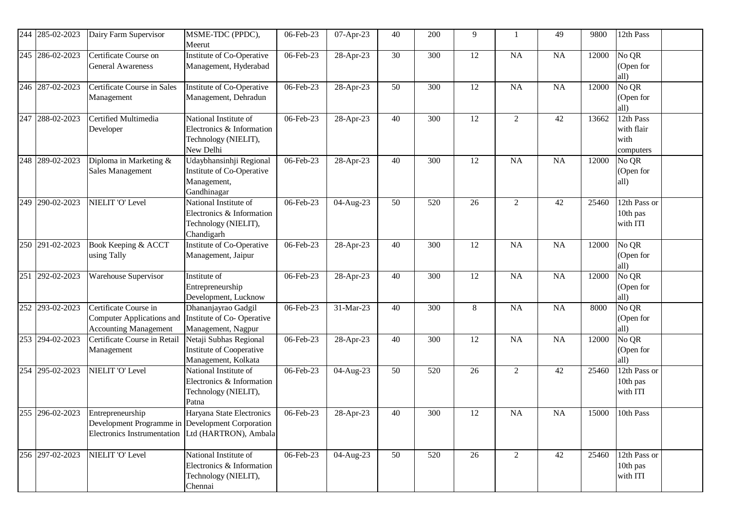| 244 | 285-02-2023 | Dairy Farm Supervisor | MSME-TDC (PPDC), Meerut | 06-Feb-23 | 07-Apr-23 | 40 | 200 | 9 | 1 | 49 | 9800 | 12th Pass | |
|---|---|---|---|---|---|---|---|---|---|---|---|---|---|
| 245 | 286-02-2023 | Certificate Course on General Awareness | Institute of Co-Operative Management, Hyderabad | 06-Feb-23 | 28-Apr-23 | 30 | 300 | 12 | NA | NA | 12000 | No QR (Open for all) | |
| 246 | 287-02-2023 | Certificate Course in Sales Management | Institute of Co-Operative Management, Dehradun | 06-Feb-23 | 28-Apr-23 | 50 | 300 | 12 | NA | NA | 12000 | No QR (Open for all) | |
| 247 | 288-02-2023 | Certified Multimedia Developer | National Institute of Electronics & Information Technology (NIELIT), New Delhi | 06-Feb-23 | 28-Apr-23 | 40 | 300 | 12 | 2 | 42 | 13662 | 12th Pass with flair with computers | |
| 248 | 289-02-2023 | Diploma in Marketing & Sales Management | Udaybhansinhji Regional Institute of Co-Operative Management, Gandhinagar | 06-Feb-23 | 28-Apr-23 | 40 | 300 | 12 | NA | NA | 12000 | No QR (Open for all) | |
| 249 | 290-02-2023 | NIELIT 'O' Level | National Institute of Electronics & Information Technology (NIELIT), Chandigarh | 06-Feb-23 | 04-Aug-23 | 50 | 520 | 26 | 2 | 42 | 25460 | 12th Pass or 10th pas with ITI | |
| 250 | 291-02-2023 | Book Keeping & ACCT using Tally | Institute of Co-Operative Management, Jaipur | 06-Feb-23 | 28-Apr-23 | 40 | 300 | 12 | NA | NA | 12000 | No QR (Open for all) | |
| 251 | 292-02-2023 | Warehouse Supervisor | Institute of Entrepreneurship Development, Lucknow | 06-Feb-23 | 28-Apr-23 | 40 | 300 | 12 | NA | NA | 12000 | No QR (Open for all) | |
| 252 | 293-02-2023 | Certificate Course in Computer Applications and Accounting Management | Dhananjayrao Gadgil Institute of Co- Operative Management, Nagpur | 06-Feb-23 | 31-Mar-23 | 40 | 300 | 8 | NA | NA | 8000 | No QR (Open for all) | |
| 253 | 294-02-2023 | Certificate Course in Retail Management | Netaji Subhas Regional Institute of Cooperative Management, Kolkata | 06-Feb-23 | 28-Apr-23 | 40 | 300 | 12 | NA | NA | 12000 | No QR (Open for all) | |
| 254 | 295-02-2023 | NIELIT 'O' Level | National Institute of Electronics & Information Technology (NIELIT), Patna | 06-Feb-23 | 04-Aug-23 | 50 | 520 | 26 | 2 | 42 | 25460 | 12th Pass or 10th pas with ITI | |
| 255 | 296-02-2023 | Entrepreneurship Development Programme in Electronics Instrumentation | Haryana State Electronics Development Corporation Ltd (HARTRON), Ambala | 06-Feb-23 | 28-Apr-23 | 40 | 300 | 12 | NA | NA | 15000 | 10th Pass | |
| 256 | 297-02-2023 | NIELIT 'O' Level | National Institute of Electronics & Information Technology (NIELIT), Chennai | 06-Feb-23 | 04-Aug-23 | 50 | 520 | 26 | 2 | 42 | 25460 | 12th Pass or 10th pas with ITI | |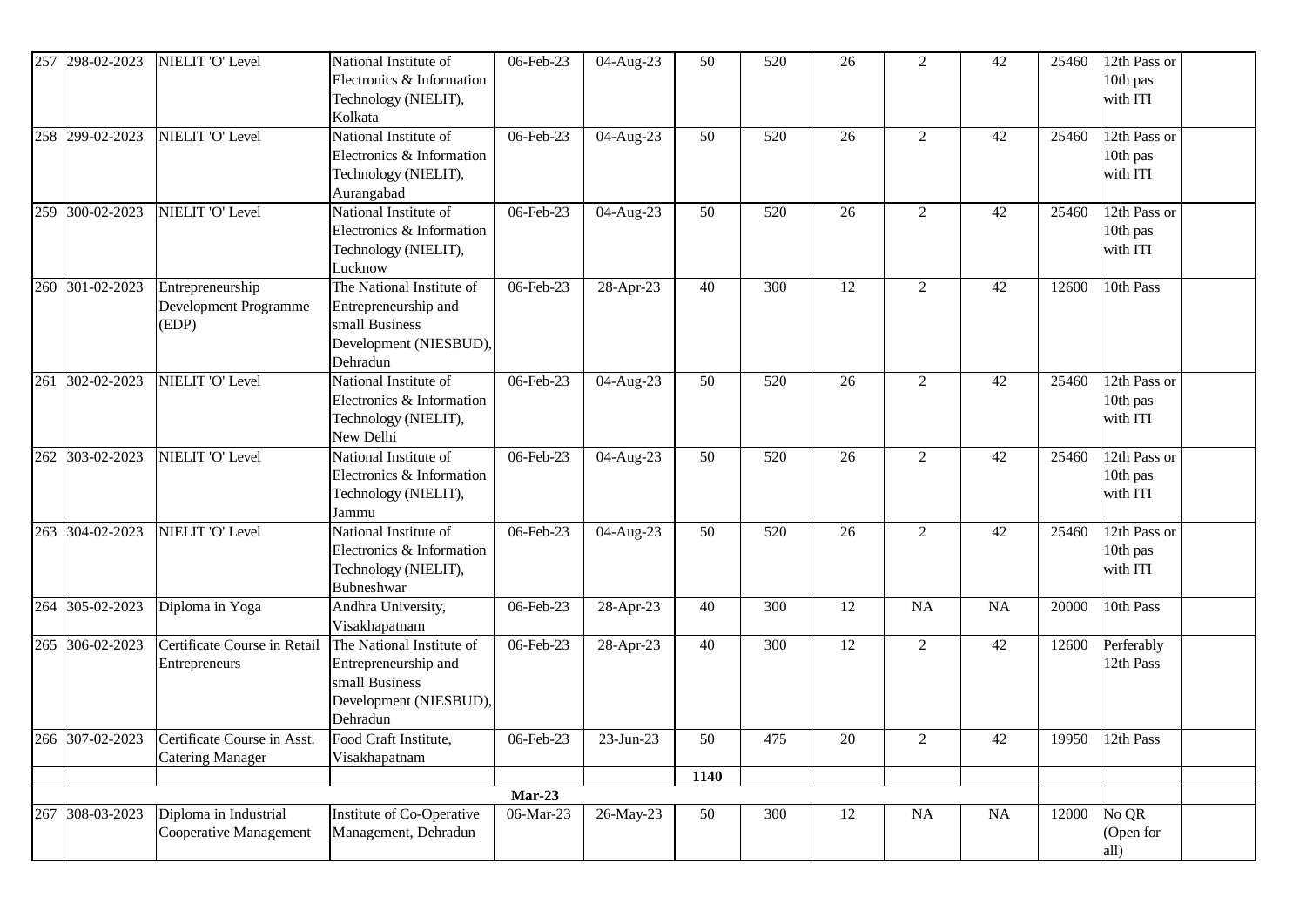| 257 | 298-02-2023 | NIELIT 'O' Level | National Institute of Electronics & Information Technology (NIELIT), Kolkata | 06-Feb-23 | 04-Aug-23 | 50 | 520 | 26 | 2 | 42 | 25460 | 12th Pass or 10th pas with ITI | |
|---|---|---|---|---|---|---|---|---|---|---|---|---|---|
| 258 | 299-02-2023 | NIELIT 'O' Level | National Institute of Electronics & Information Technology (NIELIT), Aurangabad | 06-Feb-23 | 04-Aug-23 | 50 | 520 | 26 | 2 | 42 | 25460 | 12th Pass or 10th pas with ITI | |
| 259 | 300-02-2023 | NIELIT 'O' Level | National Institute of Electronics & Information Technology (NIELIT), Lucknow | 06-Feb-23 | 04-Aug-23 | 50 | 520 | 26 | 2 | 42 | 25460 | 12th Pass or 10th pas with ITI | |
| 260 | 301-02-2023 | Entrepreneurship Development Programme (EDP) | The National Institute of Entrepreneurship and small Business Development (NIESBUD), Dehradun | 06-Feb-23 | 28-Apr-23 | 40 | 300 | 12 | 2 | 42 | 12600 | 10th Pass | |
| 261 | 302-02-2023 | NIELIT 'O' Level | National Institute of Electronics & Information Technology (NIELIT), New Delhi | 06-Feb-23 | 04-Aug-23 | 50 | 520 | 26 | 2 | 42 | 25460 | 12th Pass or 10th pas with ITI | |
| 262 | 303-02-2023 | NIELIT 'O' Level | National Institute of Electronics & Information Technology (NIELIT), Jammu | 06-Feb-23 | 04-Aug-23 | 50 | 520 | 26 | 2 | 42 | 25460 | 12th Pass or 10th pas with ITI | |
| 263 | 304-02-2023 | NIELIT 'O' Level | National Institute of Electronics & Information Technology (NIELIT), Bubneshwar | 06-Feb-23 | 04-Aug-23 | 50 | 520 | 26 | 2 | 42 | 25460 | 12th Pass or 10th pas with ITI | |
| 264 | 305-02-2023 | Diploma in Yoga | Andhra University, Visakhapatnam | 06-Feb-23 | 28-Apr-23 | 40 | 300 | 12 | NA | NA | 20000 | 10th Pass | |
| 265 | 306-02-2023 | Certificate Course in Retail Entrepreneurs | The National Institute of Entrepreneurship and small Business Development (NIESBUD), Dehradun | 06-Feb-23 | 28-Apr-23 | 40 | 300 | 12 | 2 | 42 | 12600 | Perferably 12th Pass | |
| 266 | 307-02-2023 | Certificate Course in Asst. Catering Manager | Food Craft Institute, Visakhapatnam | 06-Feb-23 | 23-Jun-23 | 50 | 475 | 20 | 2 | 42 | 19950 | 12th Pass | |
| | | | | | | **1140** | | | | | | | |
| | | | | **Mar-23** | | | | | | | | | |
| 267 | 308-03-2023 | Diploma in Industrial Cooperative Management | Institute of Co-Operative Management, Dehradun | 06-Mar-23 | 26-May-23 | 50 | 300 | 12 | NA | NA | 12000 | No QR (Open for all) | |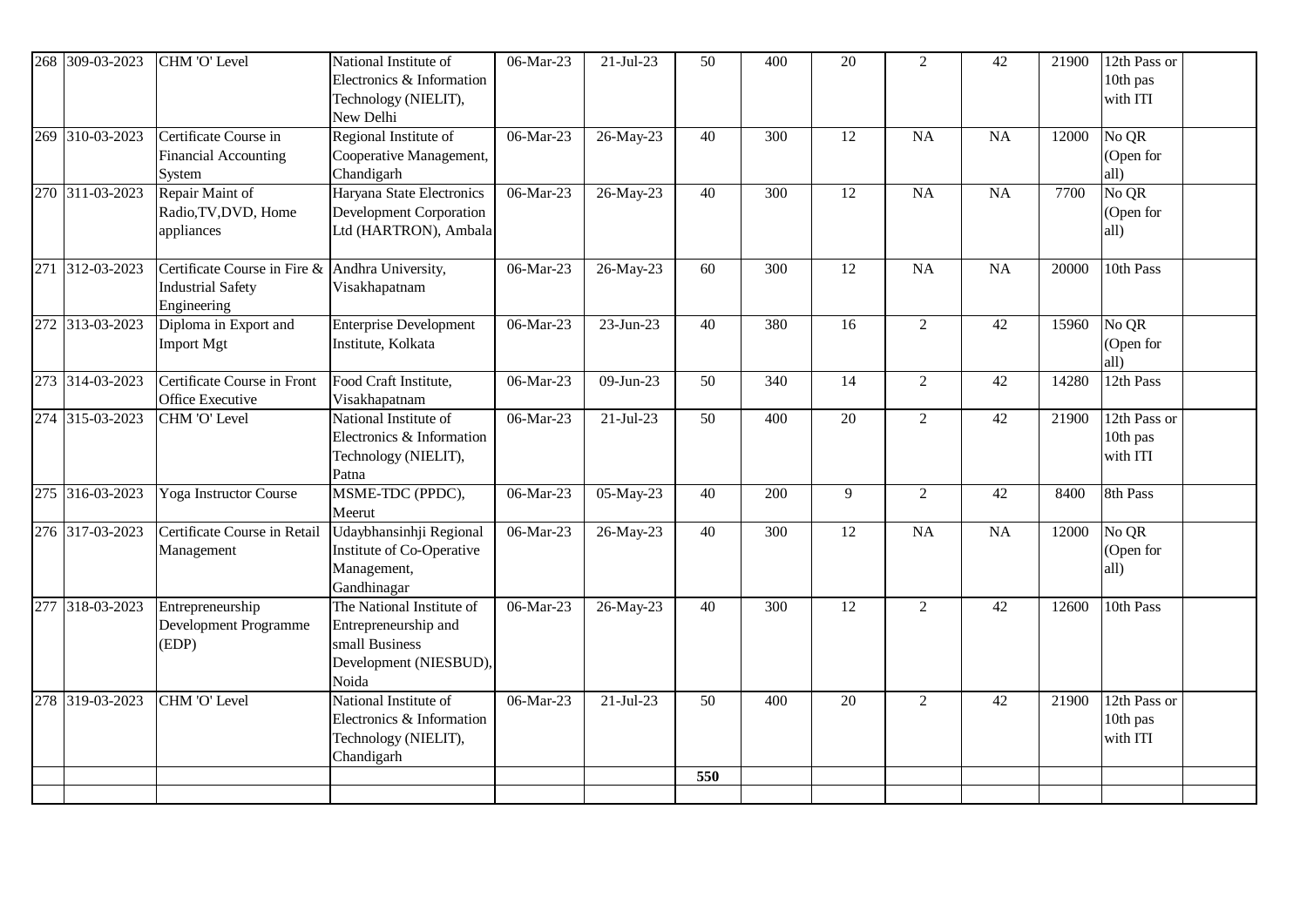| | | | | | | | | | | | | | |
|---|---|---|---|---|---|---|---|---|---|---|---|---|---|
| 268 | 309-03-2023 | CHM 'O' Level | National Institute of Electronics & Information Technology (NIELIT), New Delhi | 06-Mar-23 | 21-Jul-23 | 50 | 400 | 20 | 2 | 42 | 21900 | 12th Pass or 10th pas with ITI | |
| 269 | 310-03-2023 | Certificate Course in Financial Accounting System | Regional Institute of Cooperative Management, Chandigarh | 06-Mar-23 | 26-May-23 | 40 | 300 | 12 | NA | NA | 12000 | No QR (Open for all) | |
| 270 | 311-03-2023 | Repair Maint of Radio,TV,DVD, Home appliances | Haryana State Electronics Development Corporation Ltd (HARTRON), Ambala | 06-Mar-23 | 26-May-23 | 40 | 300 | 12 | NA | NA | 7700 | No QR (Open for all) | |
| 271 | 312-03-2023 | Certificate Course in Fire & Industrial Safety Engineering | Andhra University, Visakhapatnam | 06-Mar-23 | 26-May-23 | 60 | 300 | 12 | NA | NA | 20000 | 10th Pass | |
| 272 | 313-03-2023 | Diploma in Export and Import Mgt | Enterprise Development Institute, Kolkata | 06-Mar-23 | 23-Jun-23 | 40 | 380 | 16 | 2 | 42 | 15960 | No QR (Open for all) | |
| 273 | 314-03-2023 | Certificate Course in Front Office Executive | Food Craft Institute, Visakhapatnam | 06-Mar-23 | 09-Jun-23 | 50 | 340 | 14 | 2 | 42 | 14280 | 12th Pass | |
| 274 | 315-03-2023 | CHM 'O' Level | National Institute of Electronics & Information Technology (NIELIT), Patna | 06-Mar-23 | 21-Jul-23 | 50 | 400 | 20 | 2 | 42 | 21900 | 12th Pass or 10th pas with ITI | |
| 275 | 316-03-2023 | Yoga Instructor Course | MSME-TDC (PPDC), Meerut | 06-Mar-23 | 05-May-23 | 40 | 200 | 9 | 2 | 42 | 8400 | 8th Pass | |
| 276 | 317-03-2023 | Certificate Course in Retail Management | Udaybhansinhji Regional Institute of Co-Operative Management, Gandhinagar | 06-Mar-23 | 26-May-23 | 40 | 300 | 12 | NA | NA | 12000 | No QR (Open for all) | |
| 277 | 318-03-2023 | Entrepreneurship Development Programme (EDP) | The National Institute of Entrepreneurship and small Business Development (NIESBUD), Noida | 06-Mar-23 | 26-May-23 | 40 | 300 | 12 | 2 | 42 | 12600 | 10th Pass | |
| 278 | 319-03-2023 | CHM 'O' Level | National Institute of Electronics & Information Technology (NIELIT), Chandigarh | 06-Mar-23 | 21-Jul-23 | 50 | 400 | 20 | 2 | 42 | 21900 | 12th Pass or 10th pas with ITI | |
| | | | | | | **550** | | | | | | | |
| | | | | | | | | | | | | | |